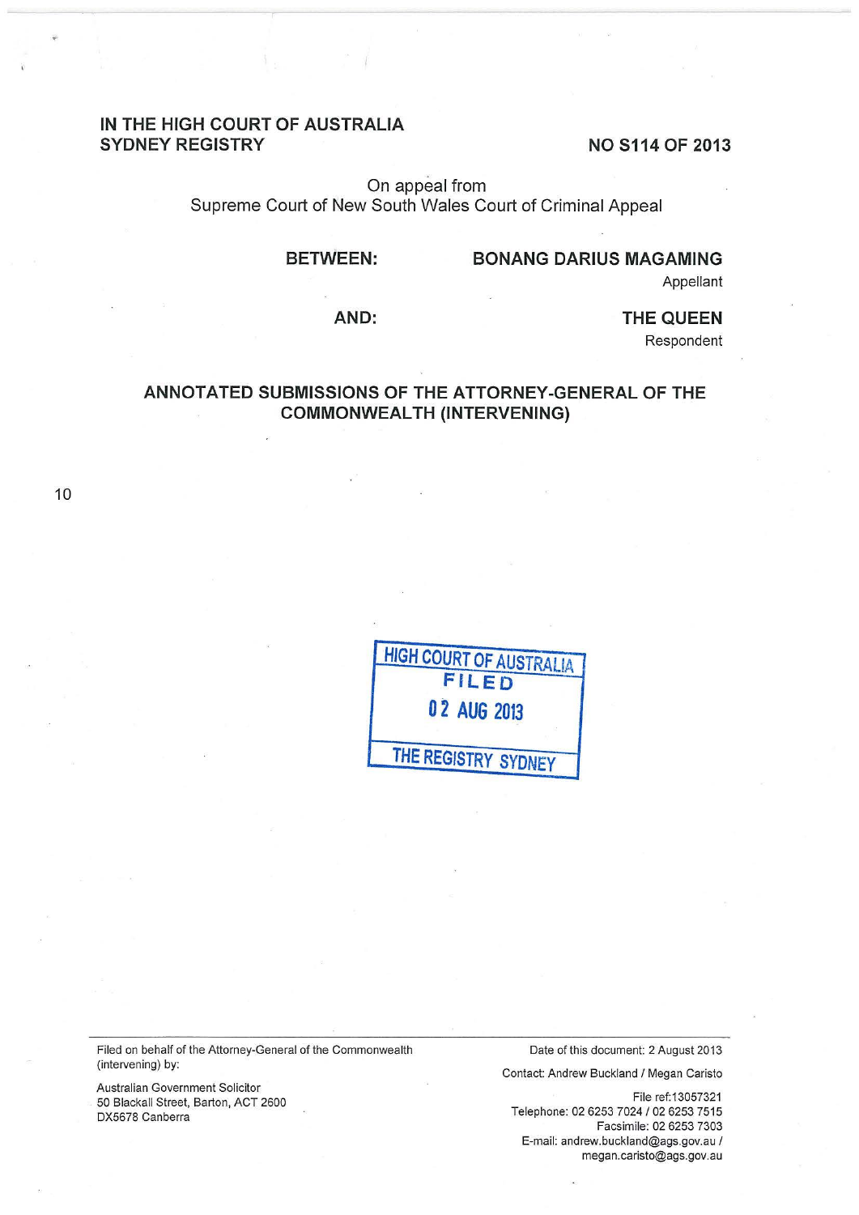**IN THE HIGH COURT OF AUSTRALIA**
**SYDNEY REGISTRY**

**NO S114 OF 2013**

On appeal from
Supreme Court of New South Wales Court of Criminal Appeal

**BETWEEN:** **BONANG DARIUS MAGAMING**
Appellant

**AND:** **THE QUEEN**
Respondent

## ANNOTATED SUBMISSIONS OF THE ATTORNEY-GENERAL OF THE COMMONWEALTH (INTERVENING)

HIGH COURT OF AUSTRALIA
FILED
02 AUG 2013
THE REGISTRY SYDNEY

Filed on behalf of the Attorney-General of the Commonwealth (intervening) by:

Australian Government Solicitor
50 Blackall Street, Barton, ACT 2600
DX5678 Canberra

Date of this document: 2 August 2013

Contact: Andrew Buckland / Megan Caristo

File ref:13057321
Telephone: 02 6253 7024 / 02 6253 7515
Facsimile: 02 6253 7303
E-mail: andrew.buckland@ags.gov.au / megan.caristo@ags.gov.au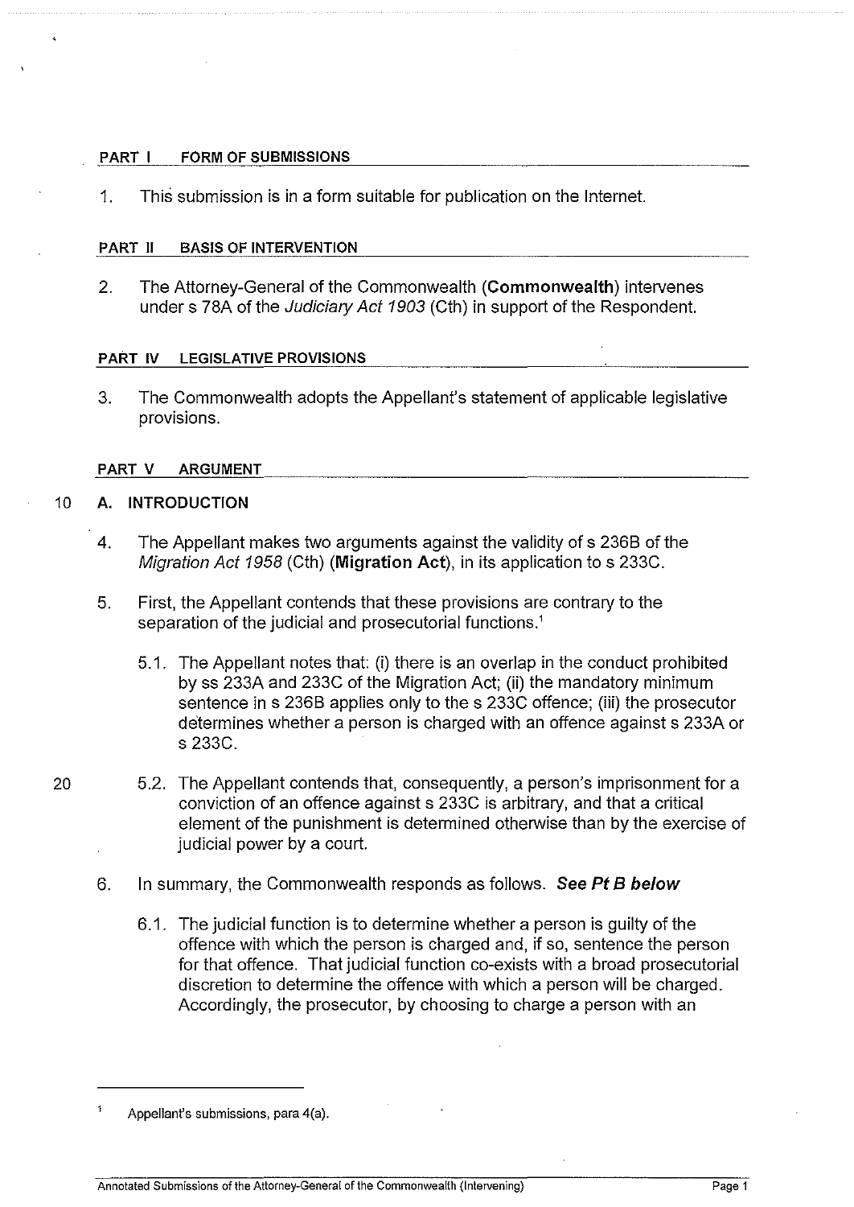## PART I FORM OF SUBMISSIONS

1. This submission is in a form suitable for publication on the Internet.

## PART II BASIS OF INTERVENTION

2. The Attorney-General of the Commonwealth (**Commonwealth**) intervenes under s 78A of the *Judiciary Act 1903* (Cth) in support of the Respondent.

## PART IV LEGISLATIVE PROVISIONS

3. The Commonwealth adopts the Appellant's statement of applicable legislative provisions.

## PART V ARGUMENT

### A. INTRODUCTION

4. The Appellant makes two arguments against the validity of s 236B of the *Migration Act 1958* (Cth) (**Migration Act**), in its application to s 233C.

5. First, the Appellant contends that these provisions are contrary to the separation of the judicial and prosecutorial functions.[1]

   5.1. The Appellant notes that: (i) there is an overlap in the conduct prohibited by ss 233A and 233C of the Migration Act; (ii) the mandatory minimum sentence in s 236B applies only to the s 233C offence; (iii) the prosecutor determines whether a person is charged with an offence against s 233A or s 233C.

   5.2. The Appellant contends that, consequently, a person's imprisonment for a conviction of an offence against s 233C is arbitrary, and that a critical element of the punishment is determined otherwise than by the exercise of judicial power by a court.

6. In summary, the Commonwealth responds as follows. ***See Pt B below***

   6.1. The judicial function is to determine whether a person is guilty of the offence with which the person is charged and, if so, sentence the person for that offence. That judicial function co-exists with a broad prosecutorial discretion to determine the offence with which a person will be charged. Accordingly, the prosecutor, by choosing to charge a person with an

---

[1] Appellant's submissions, para 4(a).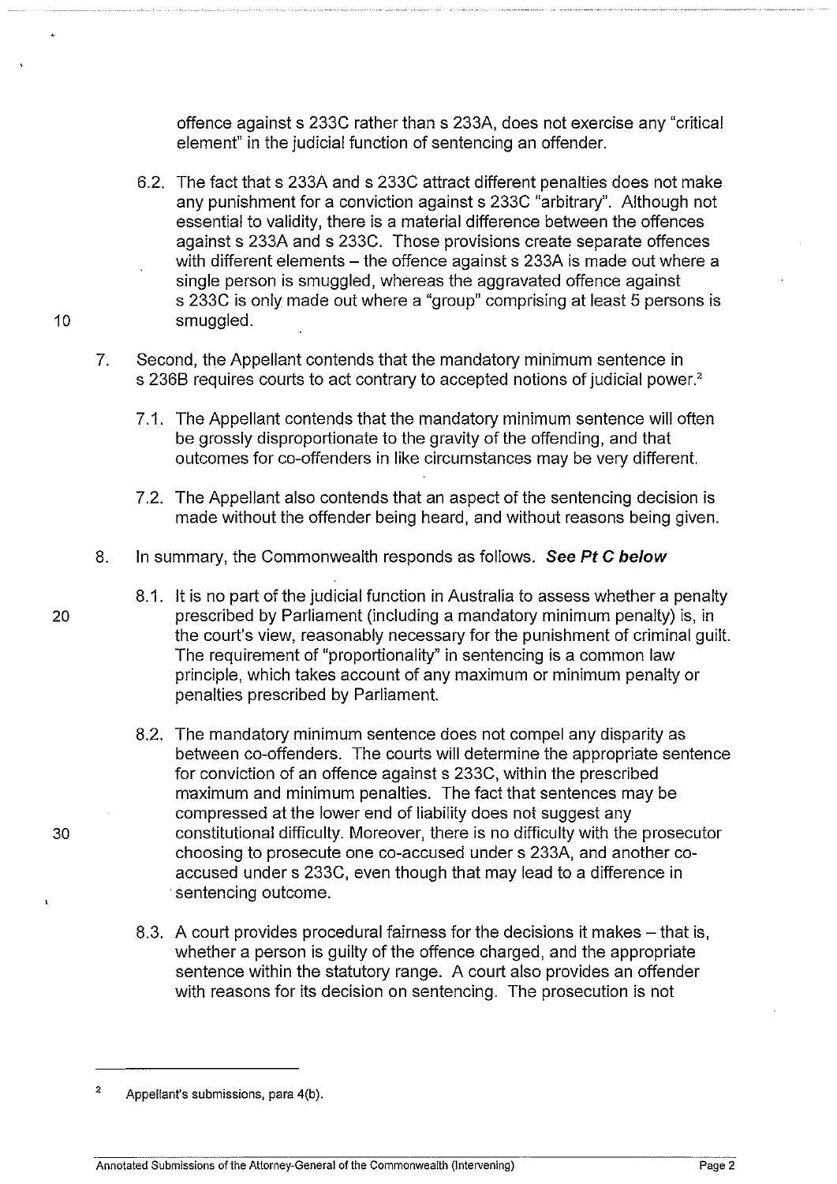offence against s 233C rather than s 233A, does not exercise any "critical element" in the judicial function of sentencing an offender.

6.2. The fact that s 233A and s 233C attract different penalties does not make any punishment for a conviction against s 233C "arbitrary". Although not essential to validity, there is a material difference between the offences against s 233A and s 233C. Those provisions create separate offences with different elements – the offence against s 233A is made out where a single person is smuggled, whereas the aggravated offence against s 233C is only made out where a "group" comprising at least 5 persons is smuggled.

7. Second, the Appellant contends that the mandatory minimum sentence in s 236B requires courts to act contrary to accepted notions of judicial power.[2]

7.1. The Appellant contends that the mandatory minimum sentence will often be grossly disproportionate to the gravity of the offending, and that outcomes for co-offenders in like circumstances may be very different.

7.2. The Appellant also contends that an aspect of the sentencing decision is made without the offender being heard, and without reasons being given.

8. In summary, the Commonwealth responds as follows. ***See Pt C below***

8.1. It is no part of the judicial function in Australia to assess whether a penalty prescribed by Parliament (including a mandatory minimum penalty) is, in the court's view, reasonably necessary for the punishment of criminal guilt. The requirement of "proportionality" in sentencing is a common law principle, which takes account of any maximum or minimum penalty or penalties prescribed by Parliament.

8.2. The mandatory minimum sentence does not compel any disparity as between co-offenders. The courts will determine the appropriate sentence for conviction of an offence against s 233C, within the prescribed maximum and minimum penalties. The fact that sentences may be compressed at the lower end of liability does not suggest any constitutional difficulty. Moreover, there is no difficulty with the prosecutor choosing to prosecute one co-accused under s 233A, and another co-accused under s 233C, even though that may lead to a difference in sentencing outcome.

8.3. A court provides procedural fairness for the decisions it makes – that is, whether a person is guilty of the offence charged, and the appropriate sentence within the statutory range. A court also provides an offender with reasons for its decision on sentencing. The prosecution is not

---

[2] Appellant's submissions, para 4(b).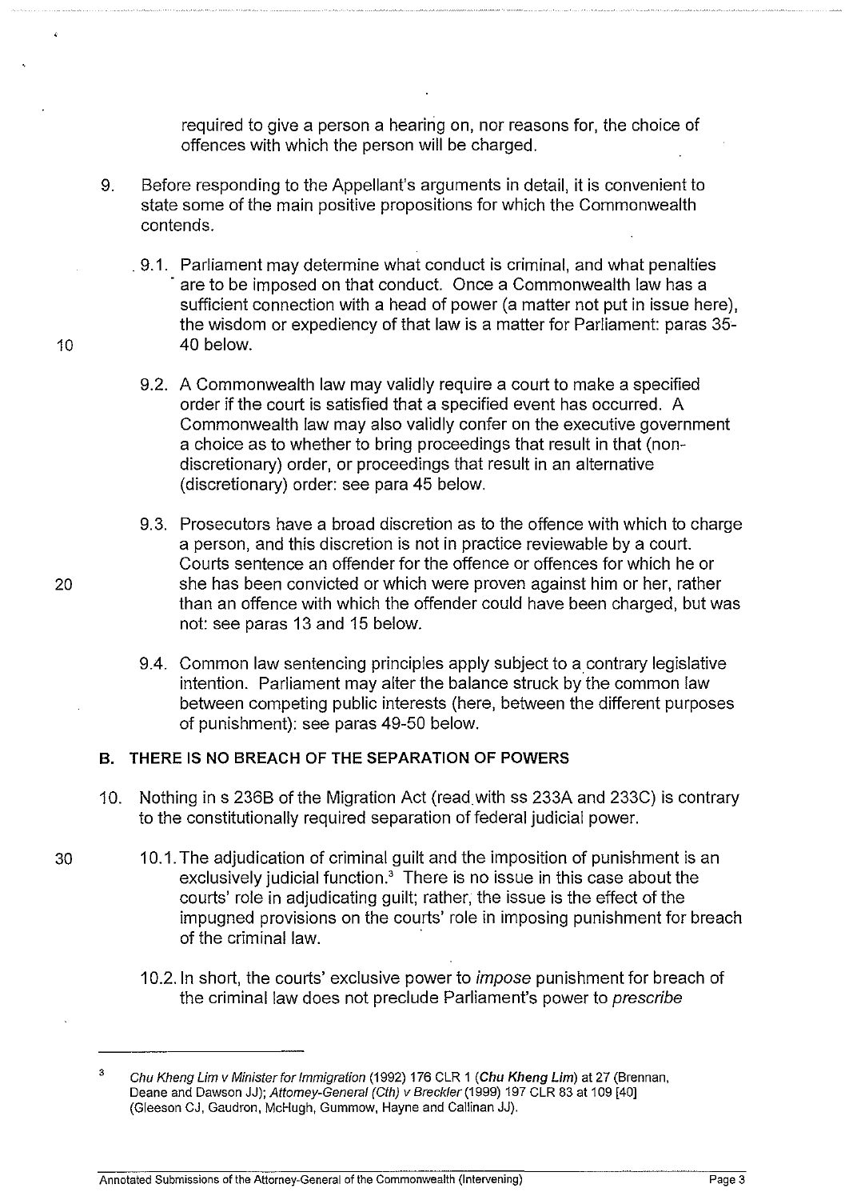required to give a person a hearing on, nor reasons for, the choice of offences with which the person will be charged.

9. Before responding to the Appellant's arguments in detail, it is convenient to state some of the main positive propositions for which the Commonwealth contends.

   9.1. Parliament may determine what conduct is criminal, and what penalties are to be imposed on that conduct. Once a Commonwealth law has a sufficient connection with a head of power (a matter not put in issue here), the wisdom or expediency of that law is a matter for Parliament: paras 35-40 below.

   9.2. A Commonwealth law may validly require a court to make a specified order if the court is satisfied that a specified event has occurred. A Commonwealth law may also validly confer on the executive government a choice as to whether to bring proceedings that result in that (non-discretionary) order, or proceedings that result in an alternative (discretionary) order: see para 45 below.

   9.3. Prosecutors have a broad discretion as to the offence with which to charge a person, and this discretion is not in practice reviewable by a court. Courts sentence an offender for the offence or offences for which he or she has been convicted or which were proven against him or her, rather than an offence with which the offender could have been charged, but was not: see paras 13 and 15 below.

   9.4. Common law sentencing principles apply subject to a contrary legislative intention. Parliament may alter the balance struck by the common law between competing public interests (here, between the different purposes of punishment): see paras 49-50 below.

## B. THERE IS NO BREACH OF THE SEPARATION OF POWERS

10. Nothing in s 236B of the Migration Act (read with ss 233A and 233C) is contrary to the constitutionally required separation of federal judicial power.

   10.1. The adjudication of criminal guilt and the imposition of punishment is an exclusively judicial function.[3] There is no issue in this case about the courts' role in adjudicating guilt; rather, the issue is the effect of the impugned provisions on the courts' role in imposing punishment for breach of the criminal law.

   10.2. In short, the courts' exclusive power to *impose* punishment for breach of the criminal law does not preclude Parliament's power to *prescribe*

---

[3] *Chu Kheng Lim v Minister for Immigration* (1992) 176 CLR 1 (**Chu Kheng Lim**) at 27 (Brennan, Deane and Dawson JJ); *Attorney-General (Cth) v Breckler* (1999) 197 CLR 83 at 109 [40] (Gleeson CJ, Gaudron, McHugh, Gummow, Hayne and Callinan JJ).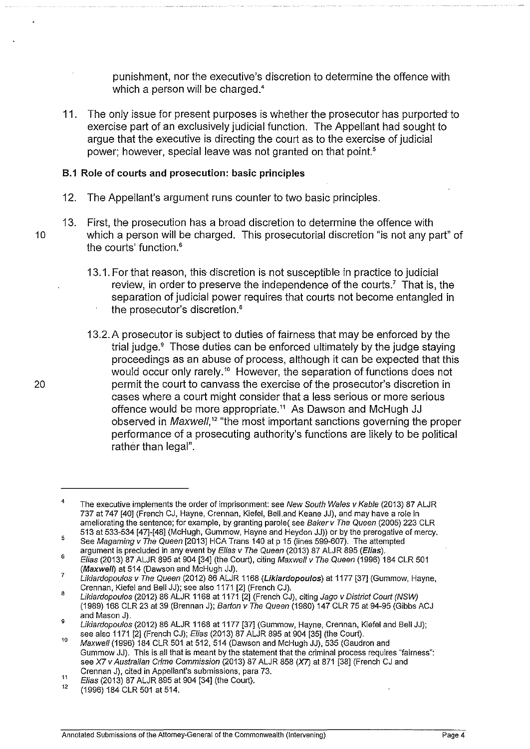punishment, nor the executive's discretion to determine the offence with which a person will be charged.[4]

11. The only issue for present purposes is whether the prosecutor has purported to exercise part of an exclusively judicial function. The Appellant had sought to argue that the executive is directing the court as to the exercise of judicial power; however, special leave was not granted on that point.[5]

### B.1 Role of courts and prosecution: basic principles

12. The Appellant's argument runs counter to two basic principles.

13. First, the prosecution has a broad discretion to determine the offence with which a person will be charged. This prosecutorial discretion "is not any part" of the courts' function.[6]

    13.1. For that reason, this discretion is not susceptible in practice to judicial review, in order to preserve the independence of the courts.[7] That is, the separation of judicial power requires that courts not become entangled in the prosecutor's discretion.[8]

    13.2. A prosecutor is subject to duties of fairness that may be enforced by the trial judge.[9] Those duties can be enforced ultimately by the judge staying proceedings as an abuse of process, although it can be expected that this would occur only rarely.[10] However, the separation of functions does not permit the court to canvass the exercise of the prosecutor's discretion in cases where a court might consider that a less serious or more serious offence would be more appropriate.[11] As Dawson and McHugh JJ observed in *Maxwell*,[12] "the most important sanctions governing the proper performance of a prosecuting authority's functions are likely to be political rather than legal".

---

[4] The executive implements the order of imprisonment: see *New South Wales v Kable* (2013) 87 ALJR 737 at 747 [40] (French CJ, Hayne, Crennan, Kiefel, Bell and Keane JJ), and may have a role in ameliorating the sentence; for example, by granting parole( see *Baker v The Queen* (2005) 223 CLR 513 at 533-534 [47]-[48] (McHugh, Gummow, Hayne and Heydon JJ)) or by the prerogative of mercy.

[5] See *Magaming v The Queen* [2013] HCA Trans 140 at p 15 (lines 599-607). The attempted argument is precluded in any event by *Elias v The Queen* (2013) 87 ALJR 895 (***Elias***).

[6] *Elias* (2013) 87 ALJR 895 at 904 [34] (the Court), citing *Maxwell v The Queen* (1996) 184 CLR 501 (***Maxwell***) at 514 (Dawson and McHugh JJ).

[7] *Likiardopoulos v The Queen* (2012) 86 ALJR 1168 (***Likiardopoulos***) at 1177 [37] (Gummow, Hayne, Crennan, Kiefel and Bell JJ); see also 1171 [2] (French CJ).

[8] *Likiardopoulos* (2012) 86 ALJR 1168 at 1171 [2] (French CJ), citing *Jago v District Court (NSW)* (1989) 168 CLR 23 at 39 (Brennan J); *Barton v The Queen* (1980) 147 CLR 75 at 94-95 (Gibbs ACJ and Mason J).

[9] *Likiardopoulos* (2012) 86 ALJR 1168 at 1177 [37] (Gummow, Hayne, Crennan, Kiefel and Bell JJ); see also 1171 [2] (French CJ); *Elias* (2013) 87 ALJR 895 at 904 [35] (the Court).

[10] *Maxwell* (1996) 184 CLR 501 at 512, 514 (Dawson and McHugh JJ), 535 (Gaudron and Gummow JJ). This is all that is meant by the statement that the criminal process requires "fairness": see *X7 v Australian Crime Commission* (2013) 87 ALJR 858 (*X7*) at 871 [38] (French CJ and Crennan J), cited in Appellant's submissions, para 73.

[11] *Elias* (2013) 87 ALJR 895 at 904 [34] (the Court).

[12] (1996) 184 CLR 501 at 514.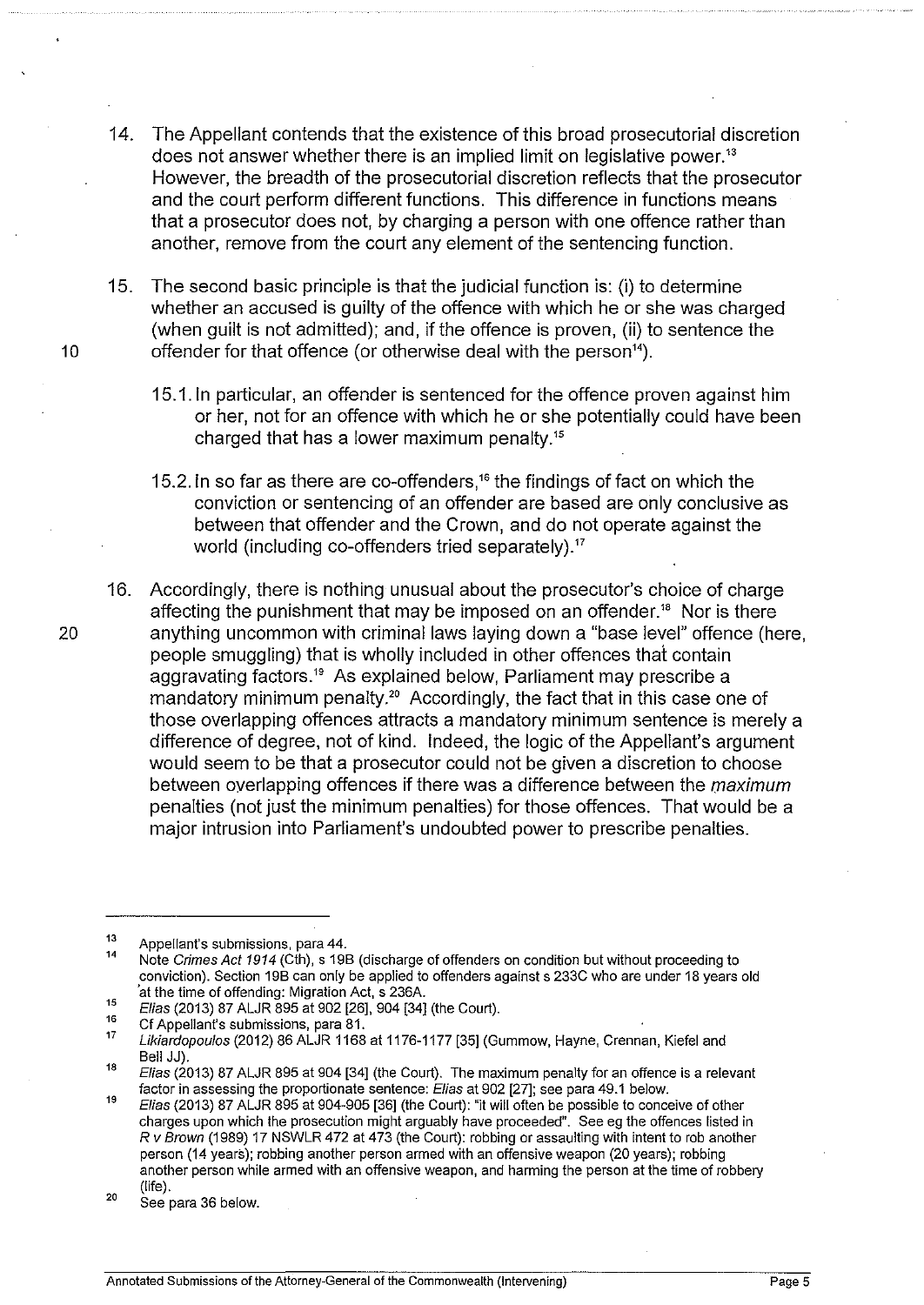14. The Appellant contends that the existence of this broad prosecutorial discretion does not answer whether there is an implied limit on legislative power.[13] However, the breadth of the prosecutorial discretion reflects that the prosecutor and the court perform different functions. This difference in functions means that a prosecutor does not, by charging a person with one offence rather than another, remove from the court any element of the sentencing function.

15. The second basic principle is that the judicial function is: (i) to determine whether an accused is guilty of the offence with which he or she was charged (when guilt is not admitted); and, if the offence is proven, (ii) to sentence the offender for that offence (or otherwise deal with the person[14]).

    15.1. In particular, an offender is sentenced for the offence proven against him or her, not for an offence with which he or she potentially could have been charged that has a lower maximum penalty.[15]

    15.2. In so far as there are co-offenders,[16] the findings of fact on which the conviction or sentencing of an offender are based are only conclusive as between that offender and the Crown, and do not operate against the world (including co-offenders tried separately).[17]

16. Accordingly, there is nothing unusual about the prosecutor's choice of charge affecting the punishment that may be imposed on an offender.[18] Nor is there anything uncommon with criminal laws laying down a "base level" offence (here, people smuggling) that is wholly included in other offences that contain aggravating factors.[19] As explained below, Parliament may prescribe a mandatory minimum penalty.[20] Accordingly, the fact that in this case one of those overlapping offences attracts a mandatory minimum sentence is merely a difference of degree, not of kind. Indeed, the logic of the Appellant's argument would seem to be that a prosecutor could not be given a discretion to choose between overlapping offences if there was a difference between the *maximum* penalties (not just the minimum penalties) for those offences. That would be a major intrusion into Parliament's undoubted power to prescribe penalties.

---

[13] Appellant's submissions, para 44.

[14] Note *Crimes Act 1914* (Cth), s 19B (discharge of offenders on condition but without proceeding to conviction). Section 19B can only be applied to offenders against s 233C who are under 18 years old at the time of offending: Migration Act, s 236A.

[15] *Elias* (2013) 87 ALJR 895 at 902 [26], 904 [34] (the Court).

[16] Cf Appellant's submissions, para 81.

[17] *Likiardopoulos* (2012) 86 ALJR 1168 at 1176-1177 [35] (Gummow, Hayne, Crennan, Kiefel and Bell JJ).

[18] *Elias* (2013) 87 ALJR 895 at 904 [34] (the Court). The maximum penalty for an offence is a relevant factor in assessing the proportionate sentence: *Elias* at 902 [27]; see para 49.1 below.

[19] *Elias* (2013) 87 ALJR 895 at 904-905 [36] (the Court): "it will often be possible to conceive of other charges upon which the prosecution might arguably have proceeded". See eg the offences listed in *R v Brown* (1989) 17 NSWLR 472 at 473 (the Court): robbing or assaulting with intent to rob another person (14 years); robbing another person armed with an offensive weapon (20 years); robbing another person while armed with an offensive weapon, and harming the person at the time of robbery (life).

[20] See para 36 below.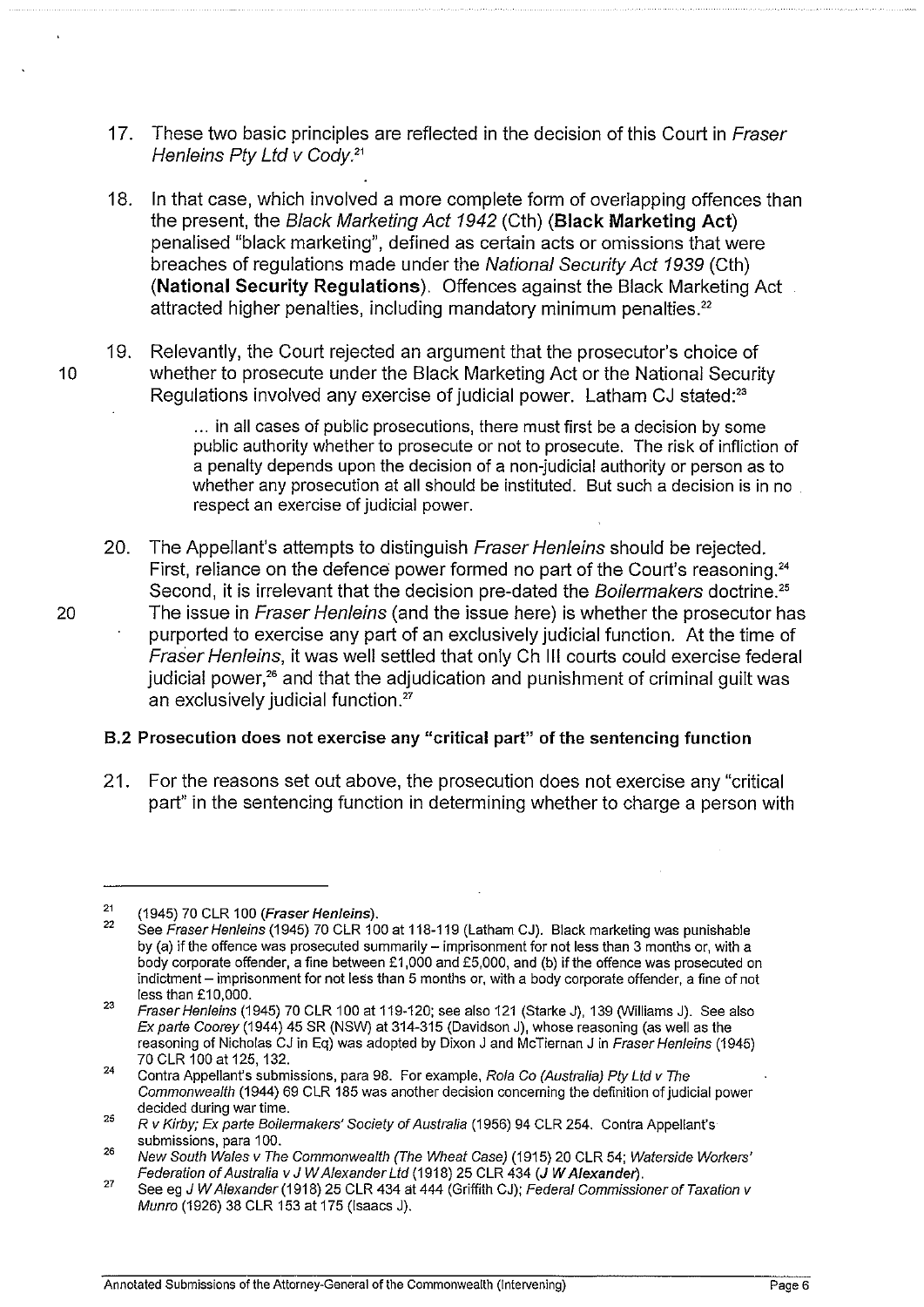17. These two basic principles are reflected in the decision of this Court in *Fraser Henleins Pty Ltd v Cody*.[21]

18. In that case, which involved a more complete form of overlapping offences than the present, the *Black Marketing Act 1942* (Cth) (**Black Marketing Act**) penalised "black marketing", defined as certain acts or omissions that were breaches of regulations made under the *National Security Act 1939* (Cth) (**National Security Regulations**). Offences against the Black Marketing Act attracted higher penalties, including mandatory minimum penalties.[22]

19. Relevantly, the Court rejected an argument that the prosecutor's choice of whether to prosecute under the Black Marketing Act or the National Security Regulations involved any exercise of judicial power. Latham CJ stated:[23]

> ... in all cases of public prosecutions, there must first be a decision by some public authority whether to prosecute or not to prosecute. The risk of infliction of a penalty depends upon the decision of a non-judicial authority or person as to whether any prosecution at all should be instituted. But such a decision is in no respect an exercise of judicial power.

20. The Appellant's attempts to distinguish *Fraser Henleins* should be rejected. First, reliance on the defence power formed no part of the Court's reasoning.[24] Second, it is irrelevant that the decision pre-dated the *Boilermakers* doctrine.[25] The issue in *Fraser Henleins* (and the issue here) is whether the prosecutor has purported to exercise any part of an exclusively judicial function. At the time of *Fraser Henleins*, it was well settled that only Ch III courts could exercise federal judicial power,[26] and that the adjudication and punishment of criminal guilt was an exclusively judicial function.[27]

### B.2 Prosecution does not exercise any "critical part" of the sentencing function

21. For the reasons set out above, the prosecution does not exercise any "critical part" in the sentencing function in determining whether to charge a person with

---

[21] (1945) 70 CLR 100 (***Fraser Henleins***).

[22] See *Fraser Henleins* (1945) 70 CLR 100 at 118-119 (Latham CJ). Black marketing was punishable by (a) if the offence was prosecuted summarily – imprisonment for not less than 3 months or, with a body corporate offender, a fine between £1,000 and £5,000, and (b) if the offence was prosecuted on indictment – imprisonment for not less than 5 months or, with a body corporate offender, a fine of not less than £10,000.

[23] *Fraser Henleins* (1945) 70 CLR 100 at 119-120; see also 121 (Starke J), 139 (Williams J). See also *Ex parte Coorey* (1944) 45 SR (NSW) at 314-315 (Davidson J), whose reasoning (as well as the reasoning of Nicholas CJ in Eq) was adopted by Dixon J and McTiernan J in *Fraser Henleins* (1945) 70 CLR 100 at 125, 132.

[24] Contra Appellant's submissions, para 98. For example, *Rola Co (Australia) Pty Ltd v The Commonwealth* (1944) 69 CLR 185 was another decision concerning the definition of judicial power decided during war time.

[25] *R v Kirby; Ex parte Boilermakers' Society of Australia* (1956) 94 CLR 254. Contra Appellant's submissions, para 100.

[26] *New South Wales v The Commonwealth (The Wheat Case)* (1915) 20 CLR 54; *Waterside Workers' Federation of Australia v J W Alexander Ltd* (1918) 25 CLR 434 (***J W Alexander***).

[27] See eg *J W Alexander* (1918) 25 CLR 434 at 444 (Griffith CJ); *Federal Commissioner of Taxation v Munro* (1926) 38 CLR 153 at 175 (Isaacs J).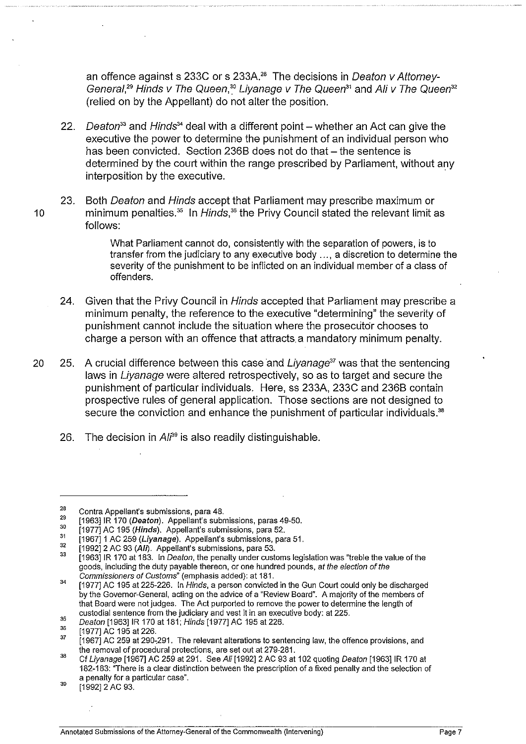an offence against s 233C or s 233A.[28] The decisions in *Deaton v Attorney-General*,[29] *Hinds v The Queen*,[30] *Liyanage v The Queen*[31] and *Ali v The Queen*[32] (relied on by the Appellant) do not alter the position.

22. *Deaton*[33] and *Hinds*[34] deal with a different point – whether an Act can give the executive the power to determine the punishment of an individual person who has been convicted. Section 236B does not do that – the sentence is determined by the court within the range prescribed by Parliament, without any interposition by the executive.

23. Both *Deaton* and *Hinds* accept that Parliament may prescribe maximum or minimum penalties.[35] In *Hinds*,[36] the Privy Council stated the relevant limit as follows:

> What Parliament cannot do, consistently with the separation of powers, is to transfer from the judiciary to any executive body ..., a discretion to determine the severity of the punishment to be inflicted on an individual member of a class of offenders.

24. Given that the Privy Council in *Hinds* accepted that Parliament may prescribe a minimum penalty, the reference to the executive "determining" the severity of punishment cannot include the situation where the prosecutor chooses to charge a person with an offence that attracts a mandatory minimum penalty.

25. A crucial difference between this case and *Liyanage*[37] was that the sentencing laws in *Liyanage* were altered retrospectively, so as to target and secure the punishment of particular individuals. Here, ss 233A, 233C and 236B contain prospective rules of general application. Those sections are not designed to secure the conviction and enhance the punishment of particular individuals.[38]

26. The decision in *Ali*[39] is also readily distinguishable.

---

[28] Contra Appellant's submissions, para 48.

[29] [1963] IR 170 (***Deaton***). Appellant's submissions, paras 49-50.

[30] [1977] AC 195 (***Hinds***). Appellant's submissions, para 52.

[31] [1967] 1 AC 259 (***Liyanage***). Appellant's submissions, para 51.

[32] [1992] 2 AC 93 (***Ali***). Appellant's submissions, para 53.

[33] [1963] IR 170 at 183. In *Deaton*, the penalty under customs legislation was "treble the value of the goods, including the duty payable thereon, or one hundred pounds, *at the election of the Commissioners of Customs*" (emphasis added): at 181.

[34] [1977] AC 195 at 225-226. In *Hinds*, a person convicted in the Gun Court could only be discharged by the Governor-General, acting on the advice of a "Review Board". A majority of the members of that Board were not judges. The Act purported to remove the power to determine the length of custodial sentence from the judiciary and vest it in an executive body: at 225.

[35] *Deaton* [1963] IR 170 at 181; *Hinds* [1977] AC 195 at 226.

[36] [1977] AC 195 at 226.

[37] [1967] AC 259 at 290-291. The relevant alterations to sentencing law, the offence provisions, and the removal of procedural protections, are set out at 279-281.

[38] Cf *Liyanage* [1967] AC 259 at 291. See *Ali* [1992] 2 AC 93 at 102 quoting *Deaton* [1963] IR 170 at 182-183: "There is a clear distinction between the prescription of a fixed penalty and the selection of a penalty for a particular case".

[39] [1992] 2 AC 93.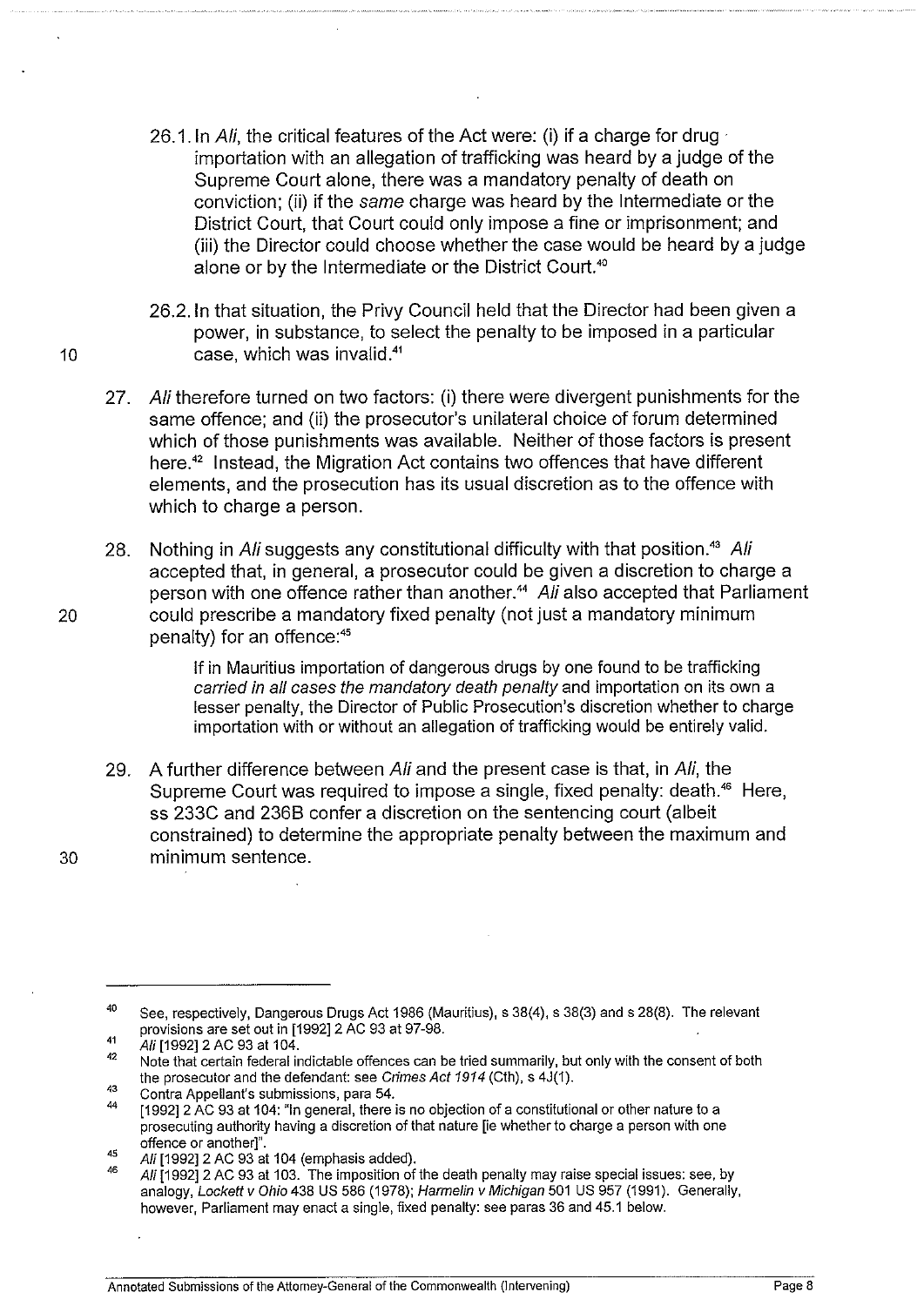26.1. In *Ali*, the critical features of the Act were: (i) if a charge for drug importation with an allegation of trafficking was heard by a judge of the Supreme Court alone, there was a mandatory penalty of death on conviction; (ii) if the *same* charge was heard by the Intermediate or the District Court, that Court could only impose a fine or imprisonment; and (iii) the Director could choose whether the case would be heard by a judge alone or by the Intermediate or the District Court.[40]

26.2. In that situation, the Privy Council held that the Director had been given a power, in substance, to select the penalty to be imposed in a particular case, which was invalid.[41]

27. *Ali* therefore turned on two factors: (i) there were divergent punishments for the same offence; and (ii) the prosecutor's unilateral choice of forum determined which of those punishments was available. Neither of those factors is present here.[42] Instead, the Migration Act contains two offences that have different elements, and the prosecution has its usual discretion as to the offence with which to charge a person.

28. Nothing in *Ali* suggests any constitutional difficulty with that position.[43] *Ali* accepted that, in general, a prosecutor could be given a discretion to charge a person with one offence rather than another.[44] *Ali* also accepted that Parliament could prescribe a mandatory fixed penalty (not just a mandatory minimum penalty) for an offence:[45]

> If in Mauritius importation of dangerous drugs by one found to be trafficking *carried in all cases the mandatory death penalty* and importation on its own a lesser penalty, the Director of Public Prosecution's discretion whether to charge importation with or without an allegation of trafficking would be entirely valid.

29. A further difference between *Ali* and the present case is that, in *Ali*, the Supreme Court was required to impose a single, fixed penalty: death.[46] Here, ss 233C and 236B confer a discretion on the sentencing court (albeit constrained) to determine the appropriate penalty between the maximum and minimum sentence.

---

[40] See, respectively, Dangerous Drugs Act 1986 (Mauritius), s 38(4), s 38(3) and s 28(8). The relevant provisions are set out in [1992] 2 AC 93 at 97-98.

[41] *Ali* [1992] 2 AC 93 at 104.

[42] Note that certain federal indictable offences can be tried summarily, but only with the consent of both the prosecutor and the defendant: see *Crimes Act 1914* (Cth), s 4J(1).

[43] Contra Appellant's submissions, para 54.

[44] [1992] 2 AC 93 at 104: "In general, there is no objection of a constitutional or other nature to a prosecuting authority having a discretion of that nature [ie whether to charge a person with one offence or another]".

[45] *Ali* [1992] 2 AC 93 at 104 (emphasis added).

[46] *Ali* [1992] 2 AC 93 at 103. The imposition of the death penalty may raise special issues: see, by analogy, *Lockett v Ohio* 438 US 586 (1978); *Harmelin v Michigan* 501 US 957 (1991). Generally, however, Parliament may enact a single, fixed penalty: see paras 36 and 45.1 below.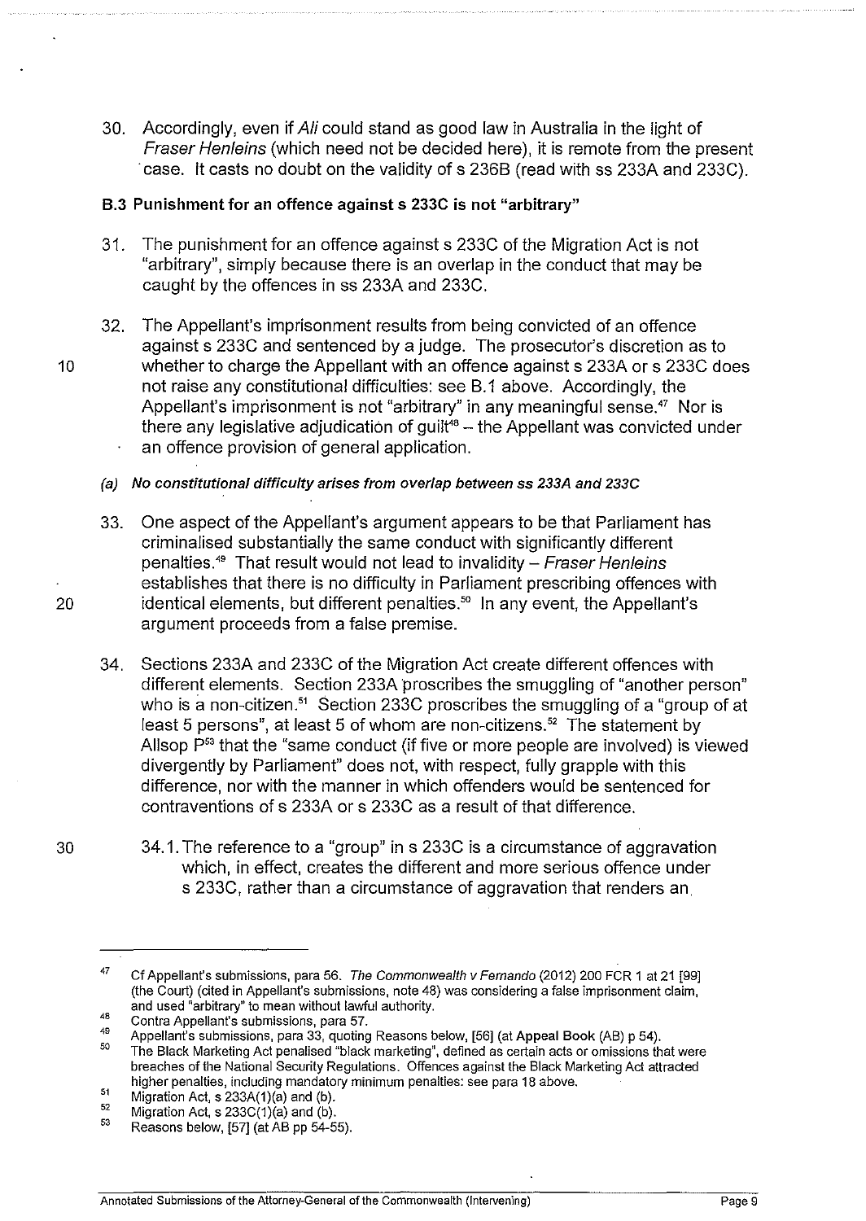30. Accordingly, even if *Ali* could stand as good law in Australia in the light of *Fraser Henleins* (which need not be decided here), it is remote from the present case. It casts no doubt on the validity of s 236B (read with ss 233A and 233C).

### B.3 Punishment for an offence against s 233C is not "arbitrary"

31. The punishment for an offence against s 233C of the Migration Act is not "arbitrary", simply because there is an overlap in the conduct that may be caught by the offences in ss 233A and 233C.

32. The Appellant's imprisonment results from being convicted of an offence against s 233C and sentenced by a judge. The prosecutor's discretion as to whether to charge the Appellant with an offence against s 233A or s 233C does not raise any constitutional difficulties: see B.1 above. Accordingly, the Appellant's imprisonment is not "arbitrary" in any meaningful sense.[47] Nor is there any legislative adjudication of guilt[48] – the Appellant was convicted under an offence provision of general application.

#### *(a) No constitutional difficulty arises from overlap between ss 233A and 233C*

33. One aspect of the Appellant's argument appears to be that Parliament has criminalised substantially the same conduct with significantly different penalties.[49] That result would not lead to invalidity – *Fraser Henleins* establishes that there is no difficulty in Parliament prescribing offences with identical elements, but different penalties.[50] In any event, the Appellant's argument proceeds from a false premise.

34. Sections 233A and 233C of the Migration Act create different offences with different elements. Section 233A proscribes the smuggling of "another person" who is a non-citizen.[51] Section 233C proscribes the smuggling of a "group of at least 5 persons", at least 5 of whom are non-citizens.[52] The statement by Allsop P[53] that the "same conduct (if five or more people are involved) is viewed divergently by Parliament" does not, with respect, fully grapple with this difference, nor with the manner in which offenders would be sentenced for contraventions of s 233A or s 233C as a result of that difference.

    34.1. The reference to a "group" in s 233C is a circumstance of aggravation which, in effect, creates the different and more serious offence under s 233C, rather than a circumstance of aggravation that renders an

---

[47] Cf Appellant's submissions, para 56. *The Commonwealth v Fernando* (2012) 200 FCR 1 at 21 [99] (the Court) (cited in Appellant's submissions, note 48) was considering a false imprisonment claim, and used "arbitrary" to mean without lawful authority.

[48] Contra Appellant's submissions, para 57.

[49] Appellant's submissions, para 33, quoting Reasons below, [56] (at **Appeal Book** (AB) p 54).

[50] The Black Marketing Act penalised "black marketing", defined as certain acts or omissions that were breaches of the National Security Regulations. Offences against the Black Marketing Act attracted higher penalties, including mandatory minimum penalties: see para 18 above.

[51] Migration Act, s 233A(1)(a) and (b).

[52] Migration Act, s 233C(1)(a) and (b).

[53] Reasons below, [57] (at AB pp 54-55).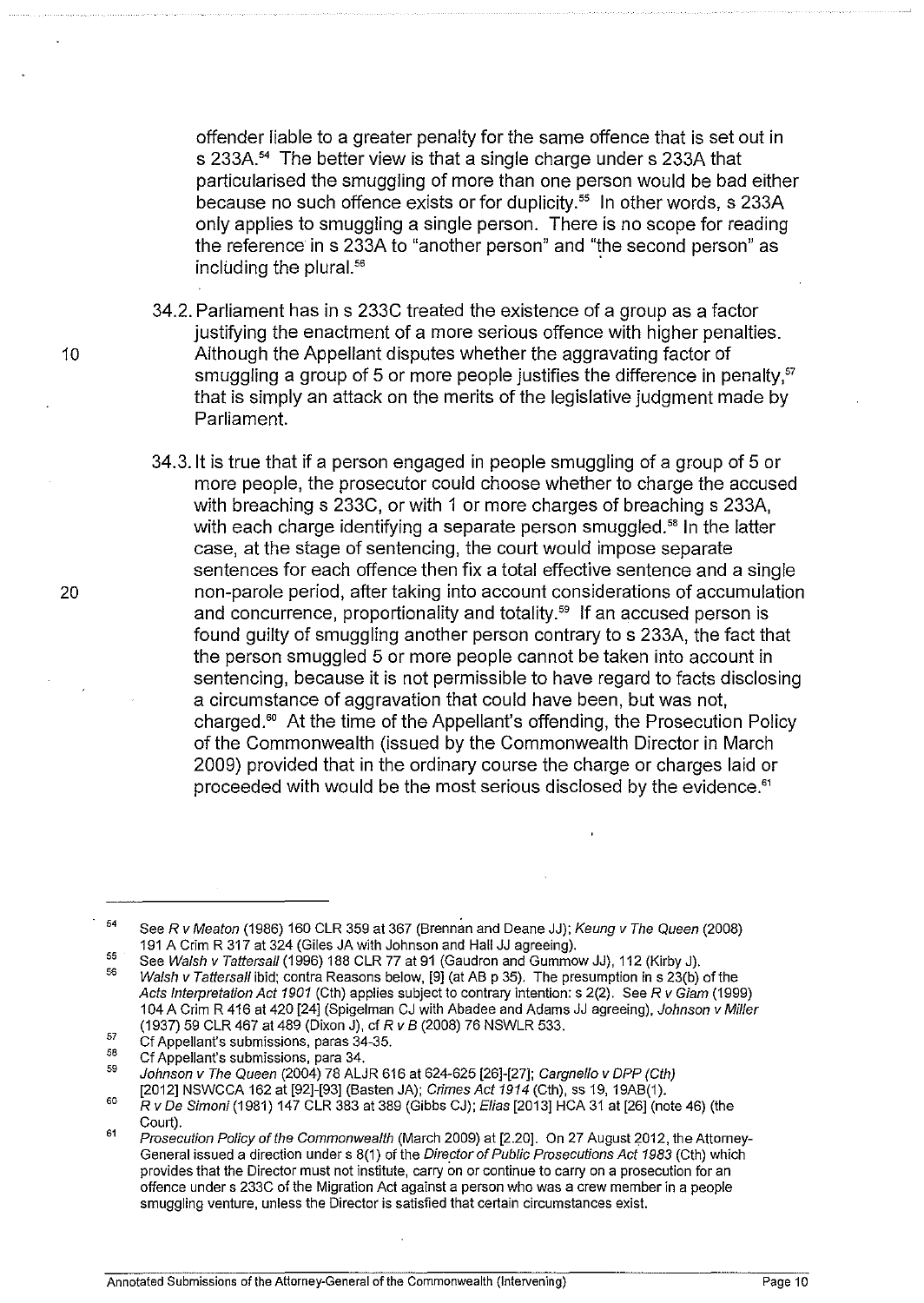offender liable to a greater penalty for the same offence that is set out in s 233A.[54] The better view is that a single charge under s 233A that particularised the smuggling of more than one person would be bad either because no such offence exists or for duplicity.[55] In other words, s 233A only applies to smuggling a single person. There is no scope for reading the reference in s 233A to "another person" and "the second person" as including the plural.[56]

34.2. Parliament has in s 233C treated the existence of a group as a factor justifying the enactment of a more serious offence with higher penalties. Although the Appellant disputes whether the aggravating factor of smuggling a group of 5 or more people justifies the difference in penalty,[57] that is simply an attack on the merits of the legislative judgment made by Parliament.

34.3. It is true that if a person engaged in people smuggling of a group of 5 or more people, the prosecutor could choose whether to charge the accused with breaching s 233C, or with 1 or more charges of breaching s 233A, with each charge identifying a separate person smuggled.[58] In the latter case, at the stage of sentencing, the court would impose separate sentences for each offence then fix a total effective sentence and a single non-parole period, after taking into account considerations of accumulation and concurrence, proportionality and totality.[59] If an accused person is found guilty of smuggling another person contrary to s 233A, the fact that the person smuggled 5 or more people cannot be taken into account in sentencing, because it is not permissible to have regard to facts disclosing a circumstance of aggravation that could have been, but was not, charged.[60] At the time of the Appellant's offending, the Prosecution Policy of the Commonwealth (issued by the Commonwealth Director in March 2009) provided that in the ordinary course the charge or charges laid or proceeded with would be the most serious disclosed by the evidence.[61]

---

[54] See *R v Meaton* (1986) 160 CLR 359 at 367 (Brennan and Deane JJ); *Keung v The Queen* (2008) 191 A Crim R 317 at 324 (Giles JA with Johnson and Hall JJ agreeing).

[55] See *Walsh v Tattersall* (1996) 188 CLR 77 at 91 (Gaudron and Gummow JJ), 112 (Kirby J).

[56] *Walsh v Tattersall* ibid; contra Reasons below, [9] (at AB p 35). The presumption in s 23(b) of the *Acts Interpretation Act 1901* (Cth) applies subject to contrary intention: s 2(2). See *R v Giam* (1999) 104 A Crim R 416 at 420 [24] (Spigelman CJ with Abadee and Adams JJ agreeing), *Johnson v Miller* (1937) 59 CLR 467 at 489 (Dixon J), cf *R v B* (2008) 76 NSWLR 533.

[57] Cf Appellant's submissions, paras 34-35.

[58] Cf Appellant's submissions, para 34.

[59] *Johnson v The Queen* (2004) 78 ALJR 616 at 624-625 [26]-[27]; *Cargnello v DPP (Cth)* [2012] NSWCCA 162 at [92]-[93] (Basten JA); *Crimes Act 1914* (Cth), ss 19, 19AB(1).

[60] *R v De Simoni* (1981) 147 CLR 383 at 389 (Gibbs CJ); *Elias* [2013] HCA 31 at [26] (note 46) (the Court).

[61] *Prosecution Policy of the Commonwealth* (March 2009) at [2.20]. On 27 August 2012, the Attorney-General issued a direction under s 8(1) of the *Director of Public Prosecutions Act 1983* (Cth) which provides that the Director must not institute, carry on or continue to carry on a prosecution for an offence under s 233C of the Migration Act against a person who was a crew member in a people smuggling venture, unless the Director is satisfied that certain circumstances exist.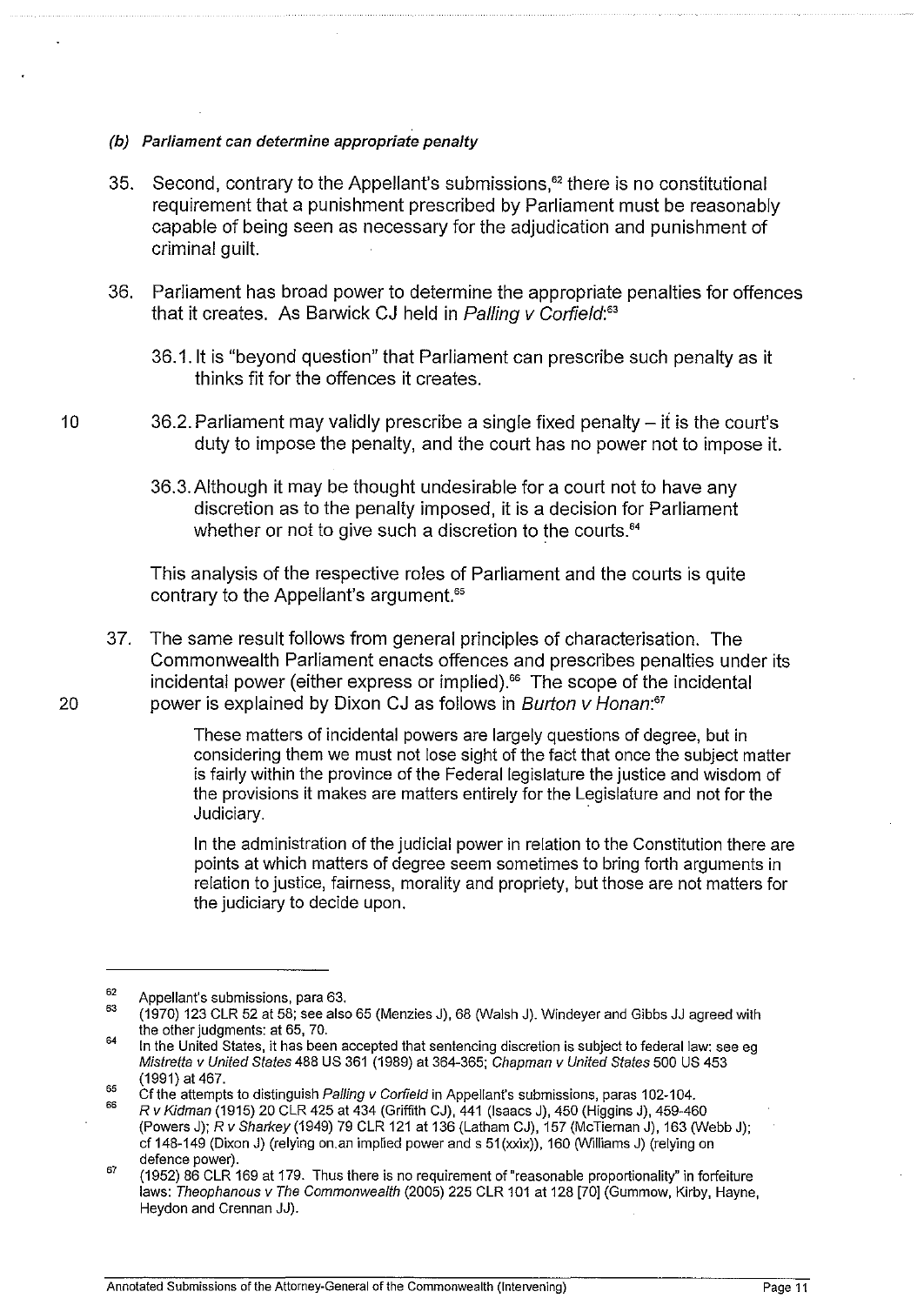### *(b) Parliament can determine appropriate penalty*

35. Second, contrary to the Appellant's submissions,[62] there is no constitutional requirement that a punishment prescribed by Parliament must be reasonably capable of being seen as necessary for the adjudication and punishment of criminal guilt.

36. Parliament has broad power to determine the appropriate penalties for offences that it creates. As Barwick CJ held in *Palling v Corfield*:[63]

    36.1. It is "beyond question" that Parliament can prescribe such penalty as it thinks fit for the offences it creates.

    36.2. Parliament may validly prescribe a single fixed penalty – it is the court's duty to impose the penalty, and the court has no power not to impose it.

    36.3. Although it may be thought undesirable for a court not to have any discretion as to the penalty imposed, it is a decision for Parliament whether or not to give such a discretion to the courts.[64]

    This analysis of the respective roles of Parliament and the courts is quite contrary to the Appellant's argument.[65]

37. The same result follows from general principles of characterisation. The Commonwealth Parliament enacts offences and prescribes penalties under its incidental power (either express or implied).[66] The scope of the incidental power is explained by Dixon CJ as follows in *Burton v Honan*:[67]

    > These matters of incidental powers are largely questions of degree, but in considering them we must not lose sight of the fact that once the subject matter is fairly within the province of the Federal legislature the justice and wisdom of the provisions it makes are matters entirely for the Legislature and not for the Judiciary.
    >
    > In the administration of the judicial power in relation to the Constitution there are points at which matters of degree seem sometimes to bring forth arguments in relation to justice, fairness, morality and propriety, but those are not matters for the judiciary to decide upon.

---

[62] Appellant's submissions, para 63.

[63] (1970) 123 CLR 52 at 58; see also 65 (Menzies J), 68 (Walsh J). Windeyer and Gibbs JJ agreed with the other judgments: at 65, 70.

[64] In the United States, it has been accepted that sentencing discretion is subject to federal law: see eg *Mistretta v United States* 488 US 361 (1989) at 364-365; *Chapman v United States* 500 US 453 (1991) at 467.

[65] Cf the attempts to distinguish *Palling v Corfield* in Appellant's submissions, paras 102-104.

[66] *R v Kidman* (1915) 20 CLR 425 at 434 (Griffith CJ), 441 (Isaacs J), 450 (Higgins J), 459-460 (Powers J); *R v Sharkey* (1949) 79 CLR 121 at 136 (Latham CJ), 157 (McTiernan J), 163 (Webb J); cf 148-149 (Dixon J) (relying on an implied power and s 51(xxix)), 160 (Williams J) (relying on defence power).

[67] (1952) 86 CLR 169 at 179. Thus there is no requirement of "reasonable proportionality" in forfeiture laws: *Theophanous v The Commonwealth* (2005) 225 CLR 101 at 128 [70] (Gummow, Kirby, Hayne, Heydon and Crennan JJ).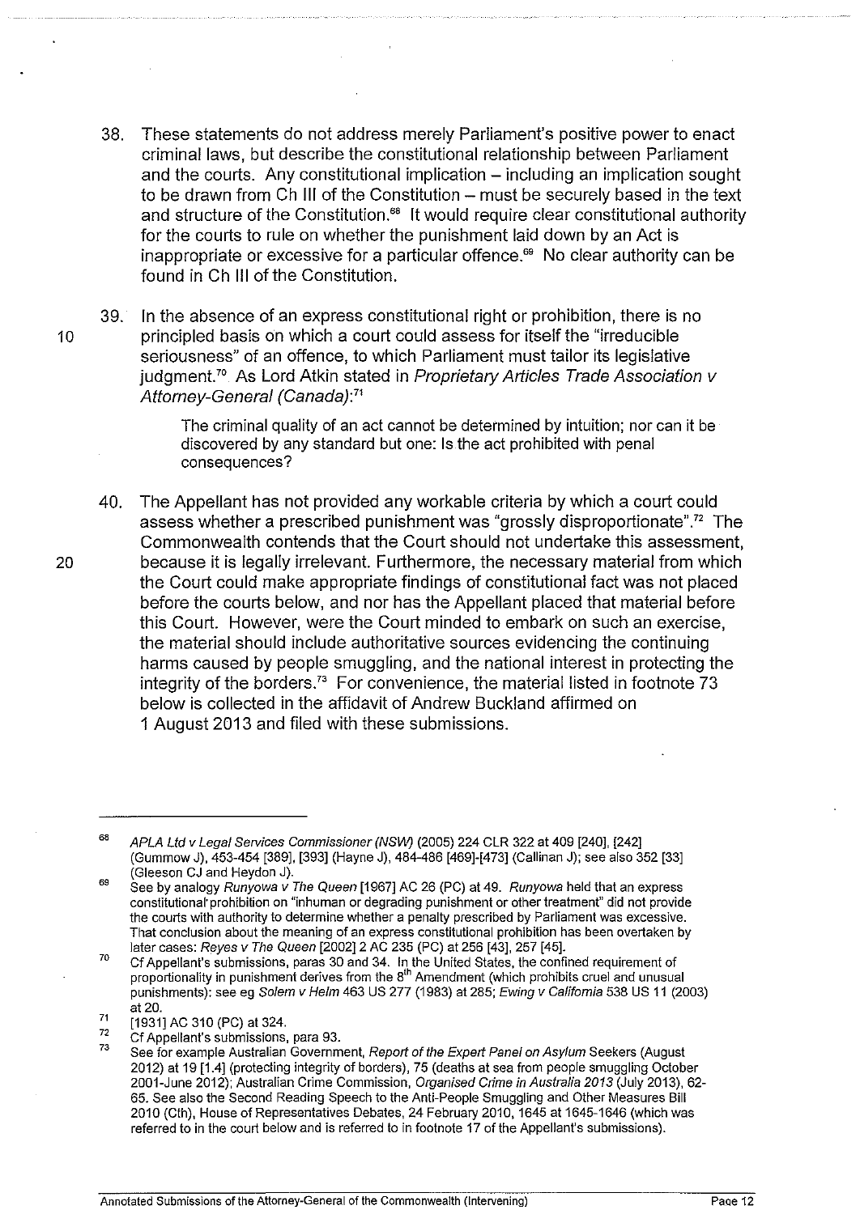38. These statements do not address merely Parliament's positive power to enact criminal laws, but describe the constitutional relationship between Parliament and the courts. Any constitutional implication – including an implication sought to be drawn from Ch III of the Constitution – must be securely based in the text and structure of the Constitution.[68] It would require clear constitutional authority for the courts to rule on whether the punishment laid down by an Act is inappropriate or excessive for a particular offence.[69] No clear authority can be found in Ch III of the Constitution.

39. In the absence of an express constitutional right or prohibition, there is no principled basis on which a court could assess for itself the "irreducible seriousness" of an offence, to which Parliament must tailor its legislative judgment.[70] As Lord Atkin stated in *Proprietary Articles Trade Association v Attorney-General (Canada)*:[71]

> The criminal quality of an act cannot be determined by intuition; nor can it be discovered by any standard but one: Is the act prohibited with penal consequences?

40. The Appellant has not provided any workable criteria by which a court could assess whether a prescribed punishment was "grossly disproportionate".[72] The Commonwealth contends that the Court should not undertake this assessment, because it is legally irrelevant. Furthermore, the necessary material from which the Court could make appropriate findings of constitutional fact was not placed before the courts below, and nor has the Appellant placed that material before this Court. However, were the Court minded to embark on such an exercise, the material should include authoritative sources evidencing the continuing harms caused by people smuggling, and the national interest in protecting the integrity of the borders.[73] For convenience, the material listed in footnote 73 below is collected in the affidavit of Andrew Buckland affirmed on 1 August 2013 and filed with these submissions.

---

[68] *APLA Ltd v Legal Services Commissioner (NSW)* (2005) 224 CLR 322 at 409 [240], [242] (Gummow J), 453-454 [389], [393] (Hayne J), 484-486 [469]-[473] (Callinan J); see also 352 [33] (Gleeson CJ and Heydon J).

[69] See by analogy *Runyowa v The Queen* [1967] AC 26 (PC) at 49. *Runyowa* held that an express constitutional prohibition on "inhuman or degrading punishment or other treatment" did not provide the courts with authority to determine whether a penalty prescribed by Parliament was excessive. That conclusion about the meaning of an express constitutional prohibition has been overtaken by later cases: *Reyes v The Queen* [2002] 2 AC 235 (PC) at 256 [43], 257 [45].

[70] Cf Appellant's submissions, paras 30 and 34. In the United States, the confined requirement of proportionality in punishment derives from the 8th Amendment (which prohibits cruel and unusual punishments): see eg *Solem v Helm* 463 US 277 (1983) at 285; *Ewing v California* 538 US 11 (2003) at 20.

[71] [1931] AC 310 (PC) at 324.

[72] Cf Appellant's submissions, para 93.

[73] See for example Australian Government, *Report of the Expert Panel on Asylum* Seekers (August 2012) at 19 [1.4] (protecting integrity of borders), 75 (deaths at sea from people smuggling October 2001-June 2012); Australian Crime Commission, *Organised Crime in Australia 2013* (July 2013), 62-65. See also the Second Reading Speech to the Anti-People Smuggling and Other Measures Bill 2010 (Cth), House of Representatives Debates, 24 February 2010, 1645 at 1645-1646 (which was referred to in the court below and is referred to in footnote 17 of the Appellant's submissions).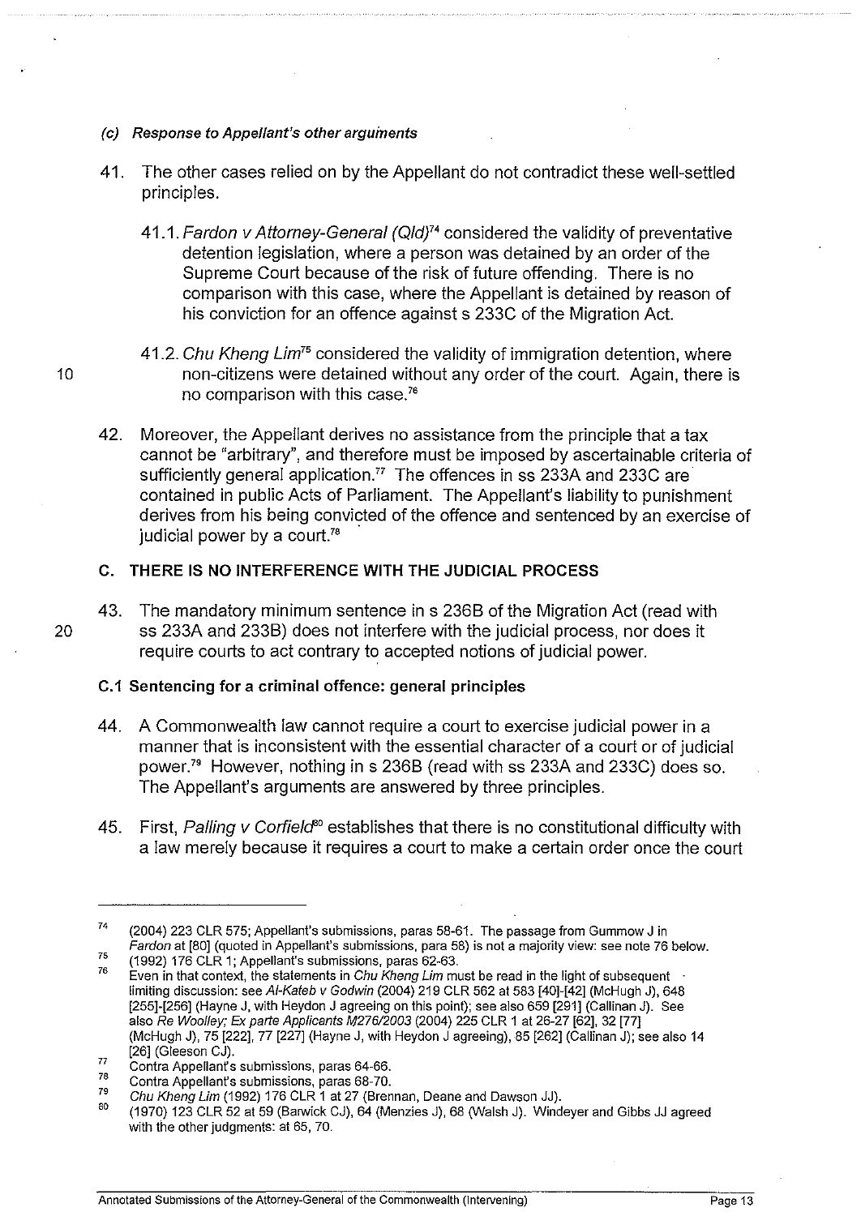### (c) Response to Appellant's other arguments

41. The other cases relied on by the Appellant do not contradict these well-settled principles.

    41.1. *Fardon v Attorney-General (Qld)*[74] considered the validity of preventative detention legislation, where a person was detained by an order of the Supreme Court because of the risk of future offending. There is no comparison with this case, where the Appellant is detained by reason of his conviction for an offence against s 233C of the Migration Act.

    41.2. *Chu Kheng Lim*[75] considered the validity of immigration detention, where non-citizens were detained without any order of the court. Again, there is no comparison with this case.[76]

42. Moreover, the Appellant derives no assistance from the principle that a tax cannot be "arbitrary", and therefore must be imposed by ascertainable criteria of sufficiently general application.[77] The offences in ss 233A and 233C are contained in public Acts of Parliament. The Appellant's liability to punishment derives from his being convicted of the offence and sentenced by an exercise of judicial power by a court.[78]

## C. THERE IS NO INTERFERENCE WITH THE JUDICIAL PROCESS

43. The mandatory minimum sentence in s 236B of the Migration Act (read with ss 233A and 233B) does not interfere with the judicial process, nor does it require courts to act contrary to accepted notions of judicial power.

### C.1 Sentencing for a criminal offence: general principles

44. A Commonwealth law cannot require a court to exercise judicial power in a manner that is inconsistent with the essential character of a court or of judicial power.[79] However, nothing in s 236B (read with ss 233A and 233C) does so. The Appellant's arguments are answered by three principles.

45. First, *Palling v Corfield*[80] establishes that there is no constitutional difficulty with a law merely because it requires a court to make a certain order once the court

---

[74] (2004) 223 CLR 575; Appellant's submissions, paras 58-61. The passage from Gummow J in *Fardon* at [80] (quoted in Appellant's submissions, para 58) is not a majority view: see note 76 below.

[75] (1992) 176 CLR 1; Appellant's submissions, paras 62-63.

[76] Even in that context, the statements in *Chu Kheng Lim* must be read in the light of subsequent limiting discussion: see *Al-Kateb v Godwin* (2004) 219 CLR 562 at 583 [40]-[42] (McHugh J), 648 [255]-[256] (Hayne J, with Heydon J agreeing on this point); see also 659 [291] (Callinan J). See also *Re Woolley; Ex parte Applicants M276/2003* (2004) 225 CLR 1 at 26-27 [62], 32 [77] (McHugh J), 75 [222], 77 [227] (Hayne J, with Heydon J agreeing), 85 [262] (Callinan J); see also 14 [26] (Gleeson CJ).

[77] Contra Appellant's submissions, paras 64-66.

[78] Contra Appellant's submissions, paras 68-70.

[79] *Chu Kheng Lim* (1992) 176 CLR 1 at 27 (Brennan, Deane and Dawson JJ).

[80] (1970) 123 CLR 52 at 59 (Barwick CJ), 64 (Menzies J), 68 (Walsh J). Windeyer and Gibbs JJ agreed with the other judgments: at 65, 70.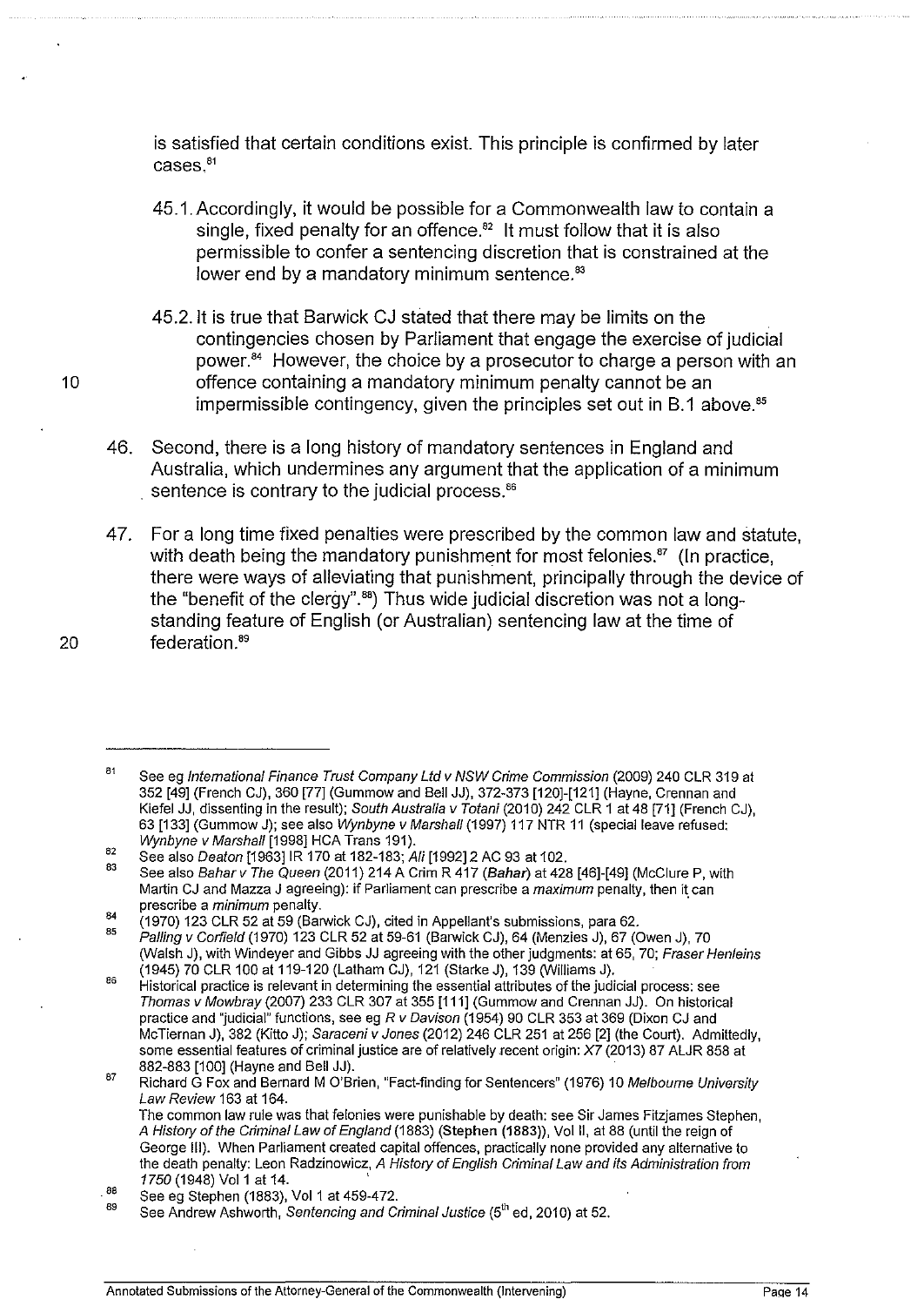is satisfied that certain conditions exist. This principle is confirmed by later cases.[81]

45.1. Accordingly, it would be possible for a Commonwealth law to contain a single, fixed penalty for an offence.[82] It must follow that it is also permissible to confer a sentencing discretion that is constrained at the lower end by a mandatory minimum sentence.[83]

45.2. It is true that Barwick CJ stated that there may be limits on the contingencies chosen by Parliament that engage the exercise of judicial power.[84] However, the choice by a prosecutor to charge a person with an offence containing a mandatory minimum penalty cannot be an impermissible contingency, given the principles set out in B.1 above.[85]

46. Second, there is a long history of mandatory sentences in England and Australia, which undermines any argument that the application of a minimum sentence is contrary to the judicial process.[86]

47. For a long time fixed penalties were prescribed by the common law and statute, with death being the mandatory punishment for most felonies.[87] (In practice, there were ways of alleviating that punishment, principally through the device of the "benefit of the clergy".[88]) Thus wide judicial discretion was not a long-standing feature of English (or Australian) sentencing law at the time of federation.[89]

---

[81] See eg *International Finance Trust Company Ltd v NSW Crime Commission* (2009) 240 CLR 319 at 352 [49] (French CJ), 360 [77] (Gummow and Bell JJ), 372-373 [120]-[121] (Hayne, Crennan and Kiefel JJ, dissenting in the result); *South Australia v Totani* (2010) 242 CLR 1 at 48 [71] (French CJ), 63 [133] (Gummow J); see also *Wynbyne v Marshall* (1997) 117 NTR 11 (special leave refused: *Wynbyne v Marshall* [1998] HCA Trans 191).

[82] See also *Deaton* [1963] IR 170 at 182-183; *Ali* [1992] 2 AC 93 at 102.

[83] See also *Bahar v The Queen* (2011) 214 A Crim R 417 (**Bahar**) at 428 [46]-[49] (McClure P, with Martin CJ and Mazza J agreeing): if Parliament can prescribe a *maximum* penalty, then it can prescribe a *minimum* penalty.

[84] (1970) 123 CLR 52 at 59 (Barwick CJ), cited in Appellant's submissions, para 62.

[85] *Palling v Corfield* (1970) 123 CLR 52 at 59-61 (Barwick CJ), 64 (Menzies J), 67 (Owen J), 70 (Walsh J), with Windeyer and Gibbs JJ agreeing with the other judgments: at 65, 70; *Fraser Henleins* (1945) 70 CLR 100 at 119-120 (Latham CJ), 121 (Starke J), 139 (Williams J).

[86] Historical practice is relevant in determining the essential attributes of the judicial process: see *Thomas v Mowbray* (2007) 233 CLR 307 at 355 [111] (Gummow and Crennan JJ). On historical practice and "judicial" functions, see eg *R v Davison* (1954) 90 CLR 353 at 369 (Dixon CJ and McTiernan J), 382 (Kitto J); *Saraceni v Jones* (2012) 246 CLR 251 at 256 [2] (the Court). Admittedly, some essential features of criminal justice are of relatively recent origin: *X7* (2013) 87 ALJR 858 at 882-883 [100] (Hayne and Bell JJ).

[87] Richard G Fox and Bernard M O'Brien, "Fact-finding for Sentencers" (1976) 10 *Melbourne University Law Review* 163 at 164.
The common law rule was that felonies were punishable by death: see Sir James Fitzjames Stephen, *A History of the Criminal Law of England* (1883) (**Stephen (1883)**), Vol II, at 88 (until the reign of George III). When Parliament created capital offences, practically none provided any alternative to the death penalty: Leon Radzinowicz, *A History of English Criminal Law and its Administration from 1750* (1948) Vol 1 at 14.

[88] See eg Stephen (1883), Vol 1 at 459-472.

[89] See Andrew Ashworth, *Sentencing and Criminal Justice* (5th ed, 2010) at 52.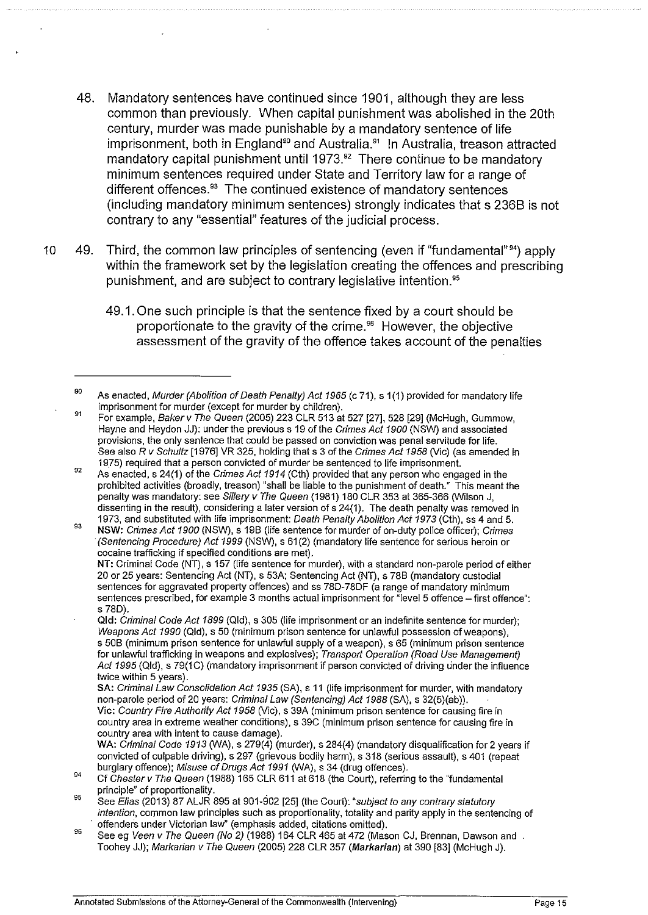48. Mandatory sentences have continued since 1901, although they are less common than previously. When capital punishment was abolished in the 20th century, murder was made punishable by a mandatory sentence of life imprisonment, both in England[90] and Australia.[91] In Australia, treason attracted mandatory capital punishment until 1973.[92] There continue to be mandatory minimum sentences required under State and Territory law for a range of different offences.[93] The continued existence of mandatory sentences (including mandatory minimum sentences) strongly indicates that s 236B is not contrary to any "essential" features of the judicial process.

49. Third, the common law principles of sentencing (even if "fundamental"[94]) apply within the framework set by the legislation creating the offences and prescribing punishment, and are subject to contrary legislative intention.[95]

    49.1. One such principle is that the sentence fixed by a court should be proportionate to the gravity of the crime.[96] However, the objective assessment of the gravity of the offence takes account of the penalties

---

[90] As enacted, *Murder (Abolition of Death Penalty) Act 1965* (c 71), s 1(1) provided for mandatory life imprisonment for murder (except for murder by children).

[91] For example, *Baker v The Queen* (2005) 223 CLR 513 at 527 [27], 528 [29] (McHugh, Gummow, Hayne and Heydon JJ): under the previous s 19 of the *Crimes Act 1900* (NSW) and associated provisions, the only sentence that could be passed on conviction was penal servitude for life. See also *R v Schultz* [1976] VR 325, holding that s 3 of the *Crimes Act 1958* (Vic) (as amended in 1975) required that a person convicted of murder be sentenced to life imprisonment.

[92] As enacted, s 24(1) of the *Crimes Act 1914* (Cth) provided that any person who engaged in the prohibited activities (broadly, treason) "shall be liable to the punishment of death." This meant the penalty was mandatory: see *Sillery v The Queen* (1981) 180 CLR 353 at 365-366 (Wilson J, dissenting in the result), considering a later version of s 24(1). The death penalty was removed in 1973, and substituted with life imprisonment: *Death Penalty Abolition Act 1973* (Cth), ss 4 and 5.

[93] **NSW:** *Crimes Act 1900* (NSW), s 19B (life sentence for murder of on-duty police officer); *Crimes (Sentencing Procedure) Act 1999* (NSW), s 61(2) (mandatory life sentence for serious heroin or cocaine trafficking if specified conditions are met).
**NT:** Criminal Code (NT), s 157 (life sentence for murder), with a standard non-parole period of either 20 or 25 years: Sentencing Act (NT), s 53A; Sentencing Act (NT), s 78B (mandatory custodial sentences for aggravated property offences) and ss 78D-78DF (a range of mandatory minimum sentences prescribed, for example 3 months actual imprisonment for "level 5 offence – first offence": s 78D).
**Qld:** *Criminal Code Act 1899* (Qld), s 305 (life imprisonment or an indefinite sentence for murder); *Weapons Act 1990* (Qld), s 50 (minimum prison sentence for unlawful possession of weapons), s 50B (minimum prison sentence for unlawful supply of a weapon), s 65 (minimum prison sentence for unlawful trafficking in weapons and explosives); *Transport Operation (Road Use Management) Act 1995* (Qld), s 79(1C) (mandatory imprisonment if person convicted of driving under the influence twice within 5 years).
**SA:** *Criminal Law Consolidation Act 1935* (SA), s 11 (life imprisonment for murder, with mandatory non-parole period of 20 years: *Criminal Law (Sentencing) Act 1988* (SA), s 32(5)(ab)).
**Vic:** *Country Fire Authority Act 1958* (Vic), s 39A (minimum prison sentence for causing fire in country area in extreme weather conditions), s 39C (minimum prison sentence for causing fire in country area with intent to cause damage).
**WA:** *Criminal Code 1913* (WA), s 279(4) (murder), s 284(4) (mandatory disqualification for 2 years if convicted of culpable driving), s 297 (grievous bodily harm), s 318 (serious assault), s 401 (repeat burglary offence); *Misuse of Drugs Act 1991* (WA), s 34 (drug offences).

[94] Cf *Chester v The Queen* (1988) 165 CLR 611 at 618 (the Court), referring to the "fundamental principle" of proportionality.

[95] See *Elias* (2013) 87 ALJR 895 at 901-902 [25] (the Court): "*subject to any contrary statutory intention*, common law principles such as proportionality, totality and parity apply in the sentencing of offenders under Victorian law" (emphasis added, citations omitted).

[96] See eg *Veen v The Queen (No 2)* (1988) 164 CLR 465 at 472 (Mason CJ, Brennan, Dawson and Toohey JJ); *Markarian v The Queen* (2005) 228 CLR 357 (***Markarian***) at 390 [83] (McHugh J).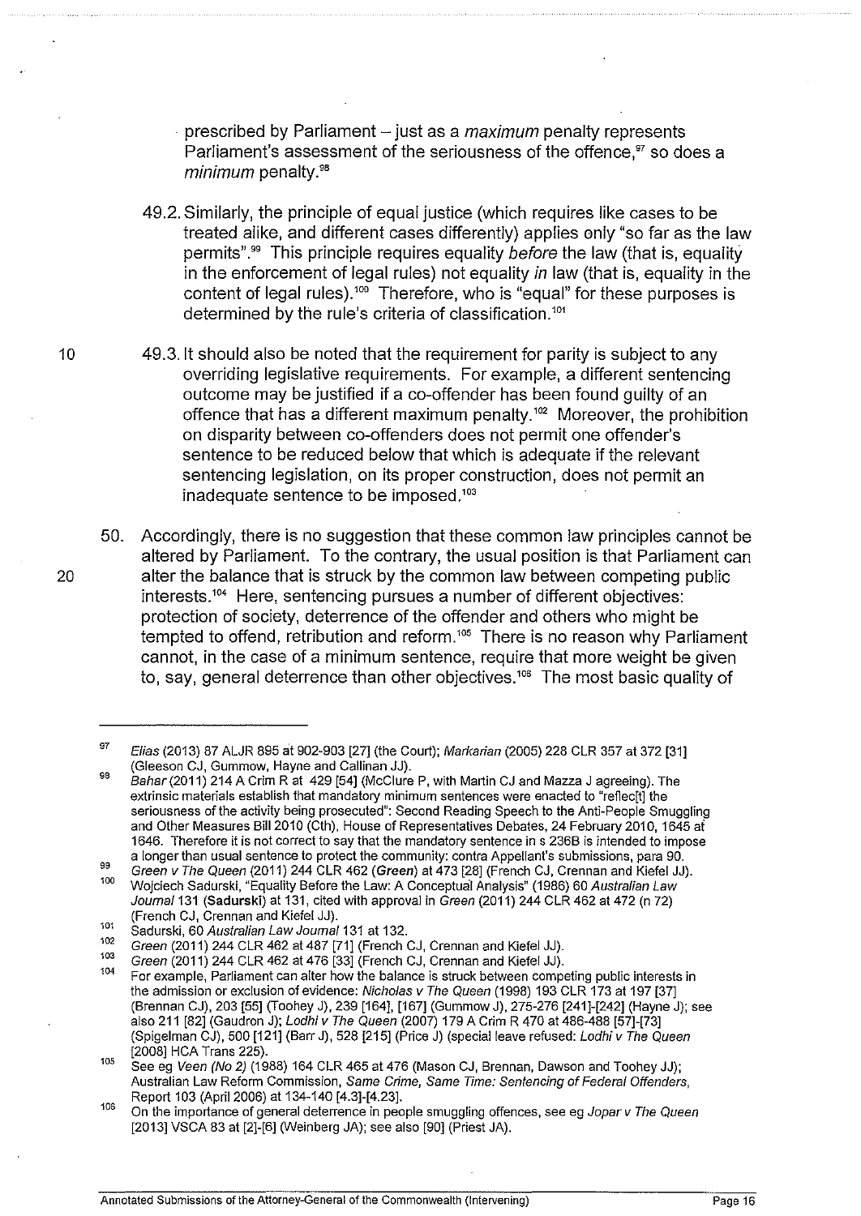prescribed by Parliament – just as a *maximum* penalty represents Parliament's assessment of the seriousness of the offence,[97] so does a *minimum* penalty.[98]

49.2. Similarly, the principle of equal justice (which requires like cases to be treated alike, and different cases differently) applies only "so far as the law permits".[99] This principle requires equality *before* the law (that is, equality in the enforcement of legal rules) not equality *in* law (that is, equality in the content of legal rules).[100] Therefore, who is "equal" for these purposes is determined by the rule's criteria of classification.[101]

49.3. It should also be noted that the requirement for parity is subject to any overriding legislative requirements. For example, a different sentencing outcome may be justified if a co-offender has been found guilty of an offence that has a different maximum penalty.[102] Moreover, the prohibition on disparity between co-offenders does not permit one offender's sentence to be reduced below that which is adequate if the relevant sentencing legislation, on its proper construction, does not permit an inadequate sentence to be imposed.[103]

50. Accordingly, there is no suggestion that these common law principles cannot be altered by Parliament. To the contrary, the usual position is that Parliament can alter the balance that is struck by the common law between competing public interests.[104] Here, sentencing pursues a number of different objectives: protection of society, deterrence of the offender and others who might be tempted to offend, retribution and reform.[105] There is no reason why Parliament cannot, in the case of a minimum sentence, require that more weight be given to, say, general deterrence than other objectives.[106] The most basic quality of

---

[97] *Elias* (2013) 87 ALJR 895 at 902-903 [27] (the Court); *Markarian* (2005) 228 CLR 357 at 372 [31] (Gleeson CJ, Gummow, Hayne and Callinan JJ).

[98] *Bahar* (2011) 214 A Crim R at 429 [54] (McClure P, with Martin CJ and Mazza J agreeing). The extrinsic materials establish that mandatory minimum sentences were enacted to "reflec[t] the seriousness of the activity being prosecuted": Second Reading Speech to the Anti-People Smuggling and Other Measures Bill 2010 (Cth), House of Representatives Debates, 24 February 2010, 1645 at 1646. Therefore it is not correct to say that the mandatory sentence in s 236B is intended to impose a longer than usual sentence to protect the community: contra Appellant's submissions, para 90.

[99] *Green v The Queen* (2011) 244 CLR 462 (**Green**) at 473 [28] (French CJ, Crennan and Kiefel JJ).

[100] Wojciech Sadurski, "Equality Before the Law: A Conceptual Analysis" (1986) 60 *Australian Law Journal* 131 (**Sadurski**) at 131, cited with approval in *Green* (2011) 244 CLR 462 at 472 (n 72) (French CJ, Crennan and Kiefel JJ).

[101] Sadurski, 60 *Australian Law Journal* 131 at 132.

[102] *Green* (2011) 244 CLR 462 at 487 [71] (French CJ, Crennan and Kiefel JJ).

[103] *Green* (2011) 244 CLR 462 at 476 [33] (French CJ, Crennan and Kiefel JJ).

[104] For example, Parliament can alter how the balance is struck between competing public interests in the admission or exclusion of evidence: *Nicholas v The Queen* (1998) 193 CLR 173 at 197 [37] (Brennan CJ), 203 [55] (Toohey J), 239 [164], [167] (Gummow J), 275-276 [241]-[242] (Hayne J); see also 211 [82] (Gaudron J); *Lodhi v The Queen* (2007) 179 A Crim R 470 at 486-488 [57]-[73] (Spigelman CJ), 500 [121] (Barr J), 528 [215] (Price J) (special leave refused: *Lodhi v The Queen* [2008] HCA Trans 225).

[105] See eg *Veen (No 2)* (1988) 164 CLR 465 at 476 (Mason CJ, Brennan, Dawson and Toohey JJ); Australian Law Reform Commission, *Same Crime, Same Time: Sentencing of Federal Offenders*, Report 103 (April 2006) at 134-140 [4.3]-[4.23].

[106] On the importance of general deterrence in people smuggling offences, see eg *Jopar v The Queen* [2013] VSCA 83 at [2]-[6] (Weinberg JA); see also [90] (Priest JA).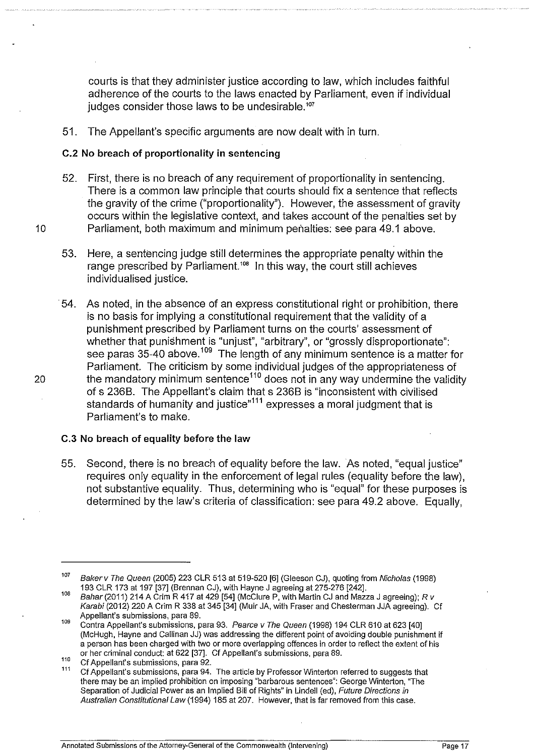courts is that they administer justice according to law, which includes faithful adherence of the courts to the laws enacted by Parliament, even if individual judges consider those laws to be undesirable.[107]

51. The Appellant's specific arguments are now dealt with in turn.

### C.2 No breach of proportionality in sentencing

52. First, there is no breach of any requirement of proportionality in sentencing. There is a common law principle that courts should fix a sentence that reflects the gravity of the crime ("proportionality"). However, the assessment of gravity occurs within the legislative context, and takes account of the penalties set by Parliament, both maximum and minimum penalties: see para 49.1 above.

53. Here, a sentencing judge still determines the appropriate penalty within the range prescribed by Parliament.[108] In this way, the court still achieves individualised justice.

54. As noted, in the absence of an express constitutional right or prohibition, there is no basis for implying a constitutional requirement that the validity of a punishment prescribed by Parliament turns on the courts' assessment of whether that punishment is "unjust", "arbitrary", or "grossly disproportionate": see paras 35-40 above.[109] The length of any minimum sentence is a matter for Parliament. The criticism by some individual judges of the appropriateness of the mandatory minimum sentence[110] does not in any way undermine the validity of s 236B. The Appellant's claim that s 236B is "inconsistent with civilised standards of humanity and justice"[111] expresses a moral judgment that is Parliament's to make.

### C.3 No breach of equality before the law

55. Second, there is no breach of equality before the law. As noted, "equal justice" requires only equality in the enforcement of legal rules (equality before the law), not substantive equality. Thus, determining who is "equal" for these purposes is determined by the law's criteria of classification: see para 49.2 above. Equally,

---

[107] *Baker v The Queen* (2005) 223 CLR 513 at 519-520 [6] (Gleeson CJ), quoting from *Nicholas* (1998) 193 CLR 173 at 197 [37] (Brennan CJ), with Hayne J agreeing at 275-276 [242].

[108] *Bahar* (2011) 214 A Crim R 417 at 429 [54] (McClure P, with Martin CJ and Mazza J agreeing); *R v Karabi* (2012) 220 A Crim R 338 at 345 [34] (Muir JA, with Fraser and Chesterman JJA agreeing). Cf Appellant's submissions, para 89.

[109] Contra Appellant's submissions, para 93. *Pearce v The Queen* (1998) 194 CLR 610 at 623 [40] (McHugh, Hayne and Callinan JJ) was addressing the different point of avoiding double punishment if a person has been charged with two or more overlapping offences in order to reflect the extent of his or her criminal conduct: at 622 [37]. Cf Appellant's submissions, para 89.

[110] Cf Appellant's submissions, para 92.

[111] Cf Appellant's submissions, para 94. The article by Professor Winterton referred to suggests that there may be an implied prohibition on imposing "barbarous sentences": George Winterton, "The Separation of Judicial Power as an Implied Bill of Rights" in Lindell (ed), *Future Directions in Australian Constitutional Law* (1994) 185 at 207. However, that is far removed from this case.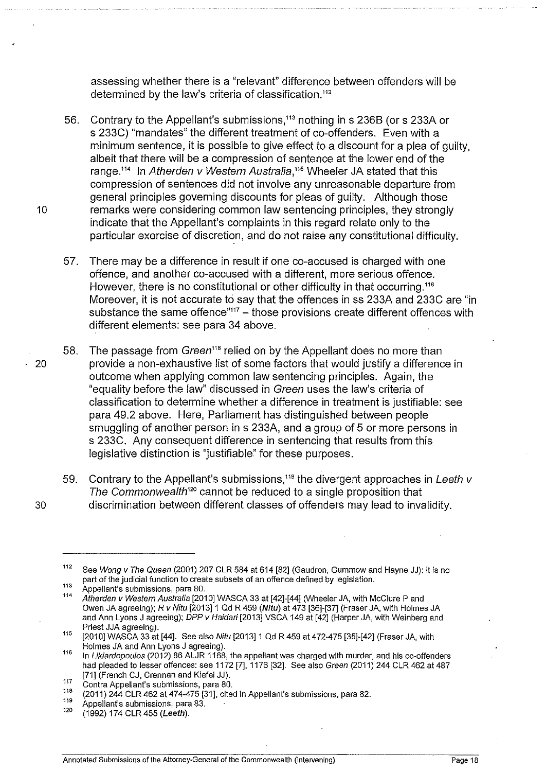assessing whether there is a "relevant" difference between offenders will be determined by the law's criteria of classification.[112]

56. Contrary to the Appellant's submissions,[113] nothing in s 236B (or s 233A or s 233C) "mandates" the different treatment of co-offenders. Even with a minimum sentence, it is possible to give effect to a discount for a plea of guilty, albeit that there will be a compression of sentence at the lower end of the range.[114] In *Atherden v Western Australia*,[115] Wheeler JA stated that this compression of sentences did not involve any unreasonable departure from general principles governing discounts for pleas of guilty. Although those remarks were considering common law sentencing principles, they strongly indicate that the Appellant's complaints in this regard relate only to the particular exercise of discretion, and do not raise any constitutional difficulty.

57. There may be a difference in result if one co-accused is charged with one offence, and another co-accused with a different, more serious offence. However, there is no constitutional or other difficulty in that occurring.[116] Moreover, it is not accurate to say that the offences in ss 233A and 233C are "in substance the same offence"[117] – those provisions create different offences with different elements: see para 34 above.

58. The passage from *Green*[118] relied on by the Appellant does no more than provide a non-exhaustive list of some factors that would justify a difference in outcome when applying common law sentencing principles. Again, the "equality before the law" discussed in *Green* uses the law's criteria of classification to determine whether a difference in treatment is justifiable: see para 49.2 above. Here, Parliament has distinguished between people smuggling of another person in s 233A, and a group of 5 or more persons in s 233C. Any consequent difference in sentencing that results from this legislative distinction is "justifiable" for these purposes.

59. Contrary to the Appellant's submissions,[119] the divergent approaches in *Leeth v The Commonwealth*[120] cannot be reduced to a single proposition that discrimination between different classes of offenders may lead to invalidity.

---

[112] See *Wong v The Queen* (2001) 207 CLR 584 at 614 [82] (Gaudron, Gummow and Hayne JJ): it is no part of the judicial function to create subsets of an offence defined by legislation.

[113] Appellant's submissions, para 80.

[114] *Atherden v Western Australia* [2010] WASCA 33 at [42]-[44] (Wheeler JA, with McClure P and Owen JA agreeing); *R v Nitu* [2013] 1 Qd R 459 (***Nitu***) at 473 [36]-[37] (Fraser JA, with Holmes JA and Ann Lyons J agreeing); *DPP v Haidari* [2013] VSCA 149 at [42] (Harper JA, with Weinberg and Priest JJA agreeing).

[115] [2010] WASCA 33 at [44]. See also *Nitu* [2013] 1 Qd R 459 at 472-475 [35]-[42] (Fraser JA, with Holmes JA and Ann Lyons J agreeing).

[116] In *Likiardopoulos* (2012) 86 ALJR 1168, the appellant was charged with murder, and his co-offenders had pleaded to lesser offences: see 1172 [7], 1176 [32]. See also *Green* (2011) 244 CLR 462 at 487 [71] (French CJ, Crennan and Kiefel JJ).

[117] Contra Appellant's submissions, para 80.

[118] (2011) 244 CLR 462 at 474-475 [31], cited in Appellant's submissions, para 82.

[119] Appellant's submissions, para 83.

[120] (1992) 174 CLR 455 (***Leeth***).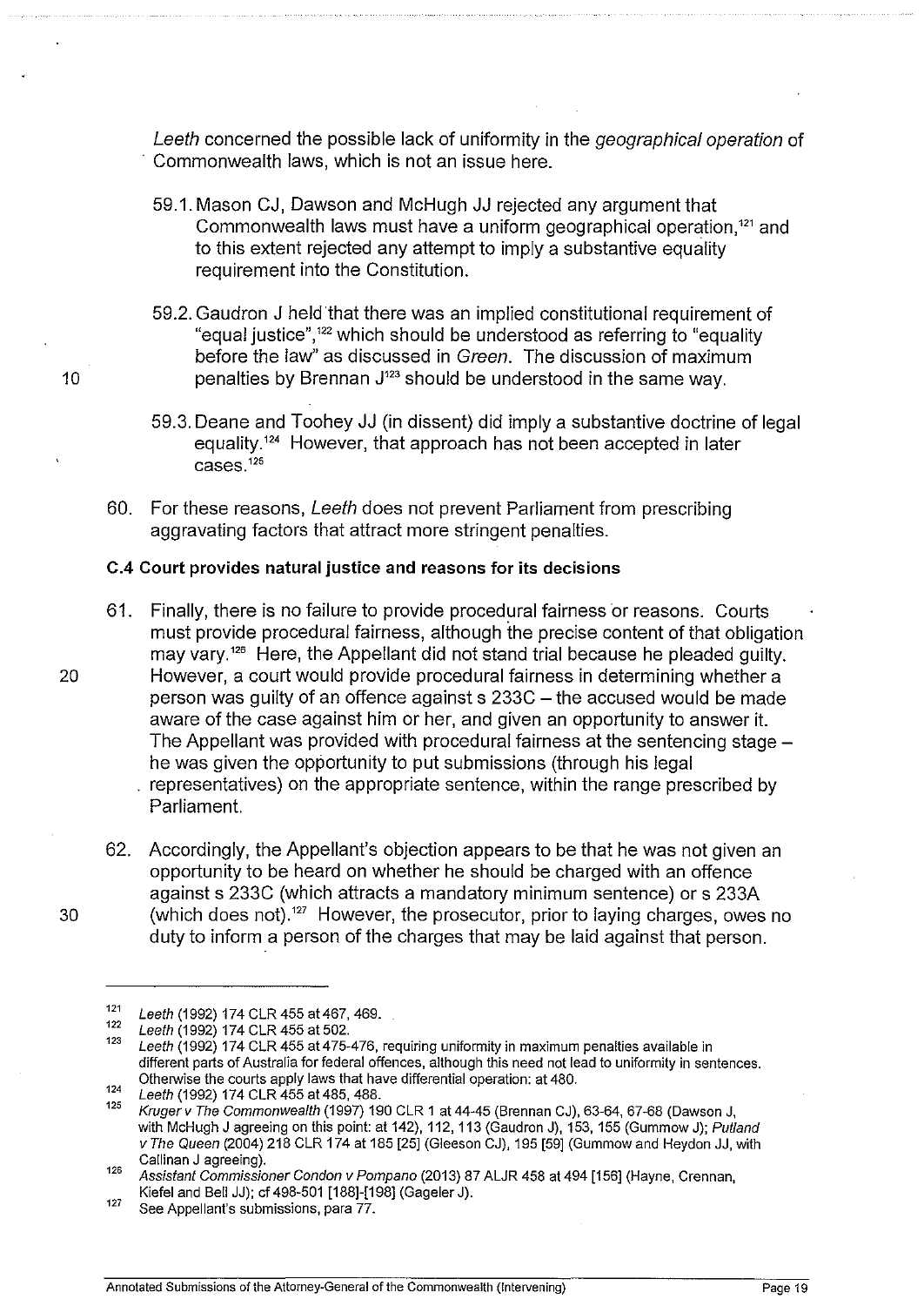*Leeth* concerned the possible lack of uniformity in the *geographical operation* of Commonwealth laws, which is not an issue here.

59.1. Mason CJ, Dawson and McHugh JJ rejected any argument that Commonwealth laws must have a uniform geographical operation,[121] and to this extent rejected any attempt to imply a substantive equality requirement into the Constitution.

59.2. Gaudron J held that there was an implied constitutional requirement of "equal justice",[122] which should be understood as referring to "equality before the law" as discussed in *Green*. The discussion of maximum penalties by Brennan J[123] should be understood in the same way.

59.3. Deane and Toohey JJ (in dissent) did imply a substantive doctrine of legal equality.[124] However, that approach has not been accepted in later cases.[125]

60. For these reasons, *Leeth* does not prevent Parliament from prescribing aggravating factors that attract more stringent penalties.

#### C.4 Court provides natural justice and reasons for its decisions

61. Finally, there is no failure to provide procedural fairness or reasons. Courts must provide procedural fairness, although the precise content of that obligation may vary.[126] Here, the Appellant did not stand trial because he pleaded guilty. However, a court would provide procedural fairness in determining whether a person was guilty of an offence against s 233C – the accused would be made aware of the case against him or her, and given an opportunity to answer it. The Appellant was provided with procedural fairness at the sentencing stage – he was given the opportunity to put submissions (through his legal representatives) on the appropriate sentence, within the range prescribed by Parliament.

62. Accordingly, the Appellant's objection appears to be that he was not given an opportunity to be heard on whether he should be charged with an offence against s 233C (which attracts a mandatory minimum sentence) or s 233A (which does not).[127] However, the prosecutor, prior to laying charges, owes no duty to inform a person of the charges that may be laid against that person.

---

[121] *Leeth* (1992) 174 CLR 455 at 467, 469.

[122] *Leeth* (1992) 174 CLR 455 at 502.

[123] *Leeth* (1992) 174 CLR 455 at 475-476, requiring uniformity in maximum penalties available in different parts of Australia for federal offences, although this need not lead to uniformity in sentences. Otherwise the courts apply laws that have differential operation: at 480.

[124] *Leeth* (1992) 174 CLR 455 at 485, 488.

[125] *Kruger v The Commonwealth* (1997) 190 CLR 1 at 44-45 (Brennan CJ), 63-64, 67-68 (Dawson J, with McHugh J agreeing on this point: at 142), 112, 113 (Gaudron J), 153, 155 (Gummow J); *Putland v The Queen* (2004) 218 CLR 174 at 185 [25] (Gleeson CJ), 195 [59] (Gummow and Heydon JJ, with Callinan J agreeing).

[126] *Assistant Commissioner Condon v Pompano* (2013) 87 ALJR 458 at 494 [156] (Hayne, Crennan, Kiefel and Bell JJ); cf 498-501 [188]-[198] (Gageler J).

[127] See Appellant's submissions, para 77.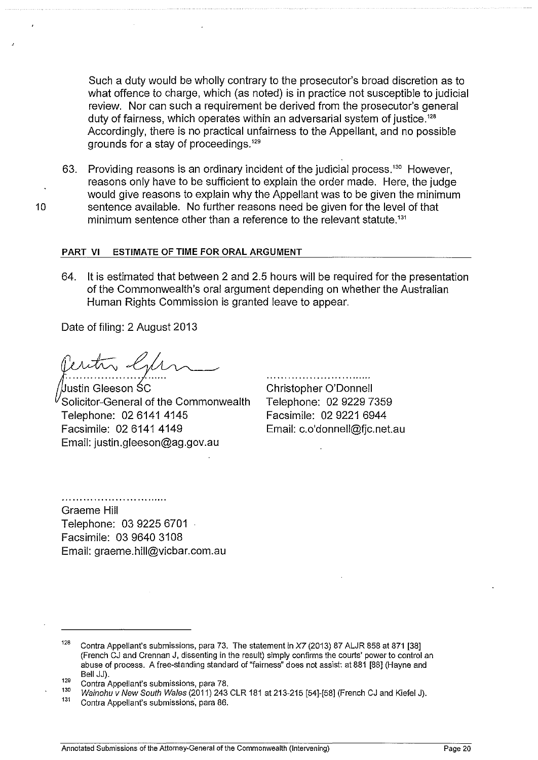Such a duty would be wholly contrary to the prosecutor's broad discretion as to what offence to charge, which (as noted) is in practice not susceptible to judicial review. Nor can such a requirement be derived from the prosecutor's general duty of fairness, which operates within an adversarial system of justice.[128] Accordingly, there is no practical unfairness to the Appellant, and no possible grounds for a stay of proceedings.[129]

63. Providing reasons is an ordinary incident of the judicial process.[130] However, reasons only have to be sufficient to explain the order made. Here, the judge would give reasons to explain why the Appellant was to be given the minimum sentence available. No further reasons need be given for the level of that minimum sentence other than a reference to the relevant statute.[131]

## PART VI ESTIMATE OF TIME FOR ORAL ARGUMENT

64. It is estimated that between 2 and 2.5 hours will be required for the presentation of the Commonwealth's oral argument depending on whether the Australian Human Rights Commission is granted leave to appear.

Date of filing: 2 August 2013

Justin Gleeson SC
Solicitor-General of the Commonwealth
Telephone: 02 6141 4145
Facsimile: 02 6141 4149
Email: justin.gleeson@ag.gov.au

Christopher O'Donnell
Telephone: 02 9229 7359
Facsimile: 02 9221 6944
Email: c.o'donnell@fjc.net.au

Graeme Hill
Telephone: 03 9225 6701
Facsimile: 03 9640 3108
Email: graeme.hill@vicbar.com.au

---

[128] Contra Appellant's submissions, para 73. The statement in *X7* (2013) 87 ALJR 858 at 871 [38] (French CJ and Crennan J, dissenting in the result) simply confirms the courts' power to control an abuse of process. A free-standing standard of "fairness" does not assist: at 881 [88] (Hayne and Bell JJ).

[129] Contra Appellant's submissions, para 78.

[130] *Wainohu v New South Wales* (2011) 243 CLR 181 at 213-215 [54]-[58] (French CJ and Kiefel J).

[131] Contra Appellant's submissions, para 86.